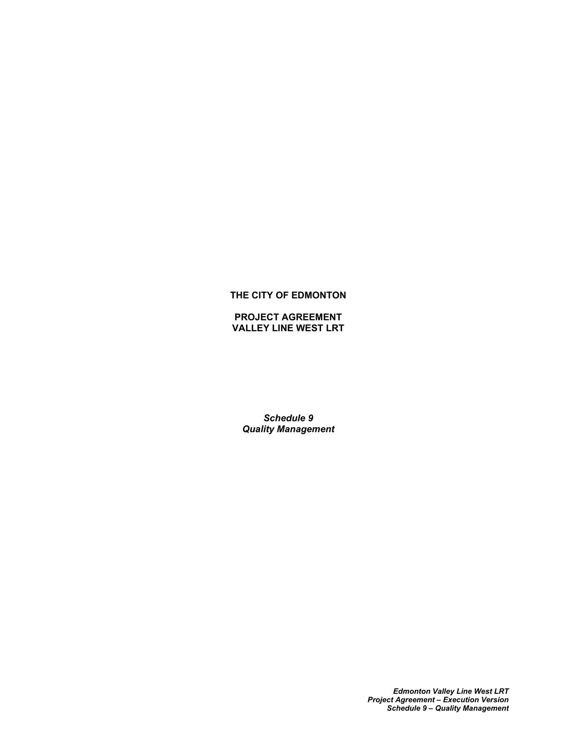**THE CITY OF EDMONTON**

**PROJECT AGREEMENT**
**VALLEY LINE WEST LRT**

***Schedule 9***
***Quality Management***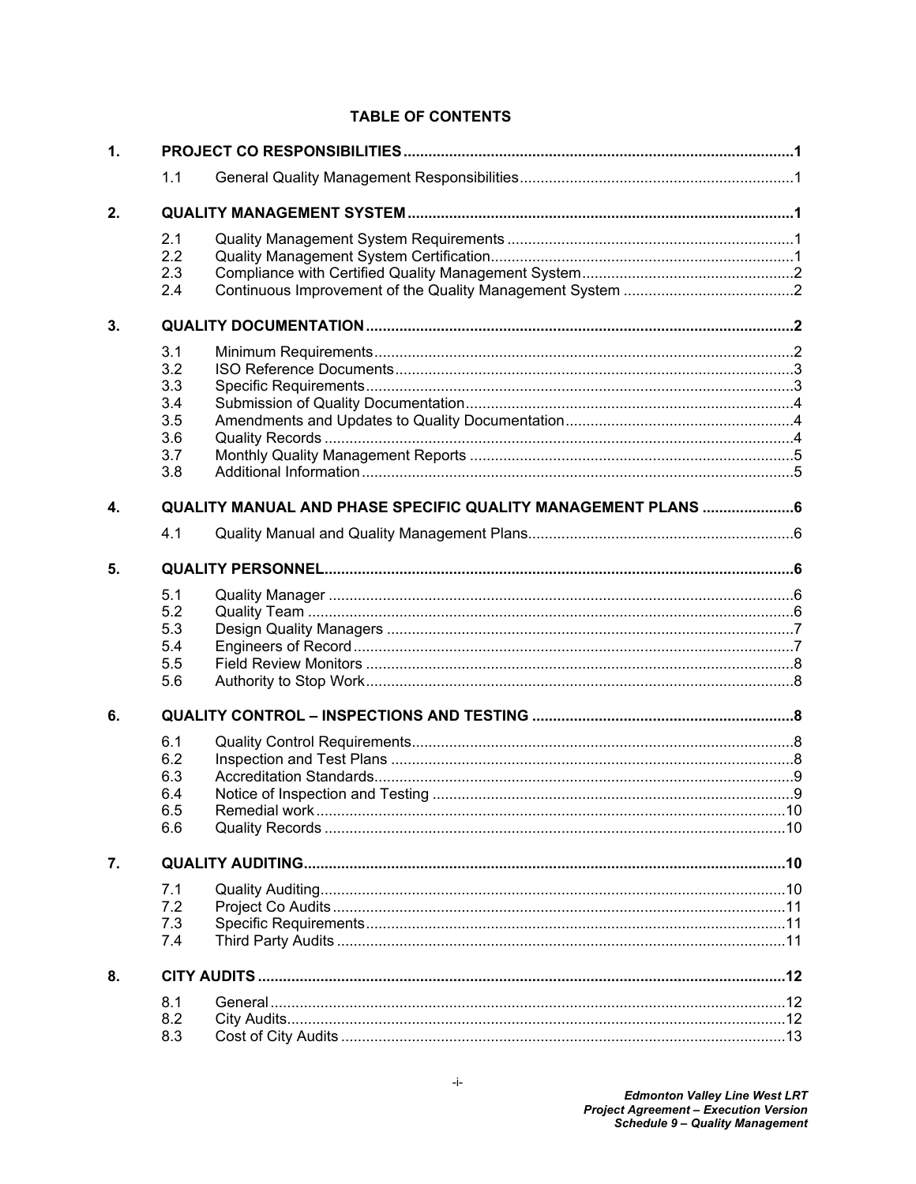## TABLE OF CONTENTS

| | | |
|---|---|---|
| **1.** | **PROJECT CO RESPONSIBILITIES** | **1** |
| 1.1 | General Quality Management Responsibilities | 1 |
| **2.** | **QUALITY MANAGEMENT SYSTEM** | **1** |
| 2.1 | Quality Management System Requirements | 1 |
| 2.2 | Quality Management System Certification | 1 |
| 2.3 | Compliance with Certified Quality Management System | 2 |
| 2.4 | Continuous Improvement of the Quality Management System | 2 |
| **3.** | **QUALITY DOCUMENTATION** | **2** |
| 3.1 | Minimum Requirements | 2 |
| 3.2 | ISO Reference Documents | 3 |
| 3.3 | Specific Requirements | 3 |
| 3.4 | Submission of Quality Documentation | 4 |
| 3.5 | Amendments and Updates to Quality Documentation | 4 |
| 3.6 | Quality Records | 4 |
| 3.7 | Monthly Quality Management Reports | 5 |
| 3.8 | Additional Information | 5 |
| **4.** | **QUALITY MANUAL AND PHASE SPECIFIC QUALITY MANAGEMENT PLANS** | **6** |
| 4.1 | Quality Manual and Quality Management Plans | 6 |
| **5.** | **QUALITY PERSONNEL** | **6** |
| 5.1 | Quality Manager | 6 |
| 5.2 | Quality Team | 6 |
| 5.3 | Design Quality Managers | 7 |
| 5.4 | Engineers of Record | 7 |
| 5.5 | Field Review Monitors | 8 |
| 5.6 | Authority to Stop Work | 8 |
| **6.** | **QUALITY CONTROL – INSPECTIONS AND TESTING** | **8** |
| 6.1 | Quality Control Requirements | 8 |
| 6.2 | Inspection and Test Plans | 8 |
| 6.3 | Accreditation Standards | 9 |
| 6.4 | Notice of Inspection and Testing | 9 |
| 6.5 | Remedial work | 10 |
| 6.6 | Quality Records | 10 |
| **7.** | **QUALITY AUDITING** | **10** |
| 7.1 | Quality Auditing | 10 |
| 7.2 | Project Co Audits | 11 |
| 7.3 | Specific Requirements | 11 |
| 7.4 | Third Party Audits | 11 |
| **8.** | **CITY AUDITS** | **12** |
| 8.1 | General | 12 |
| 8.2 | City Audits | 12 |
| 8.3 | Cost of City Audits | 13 |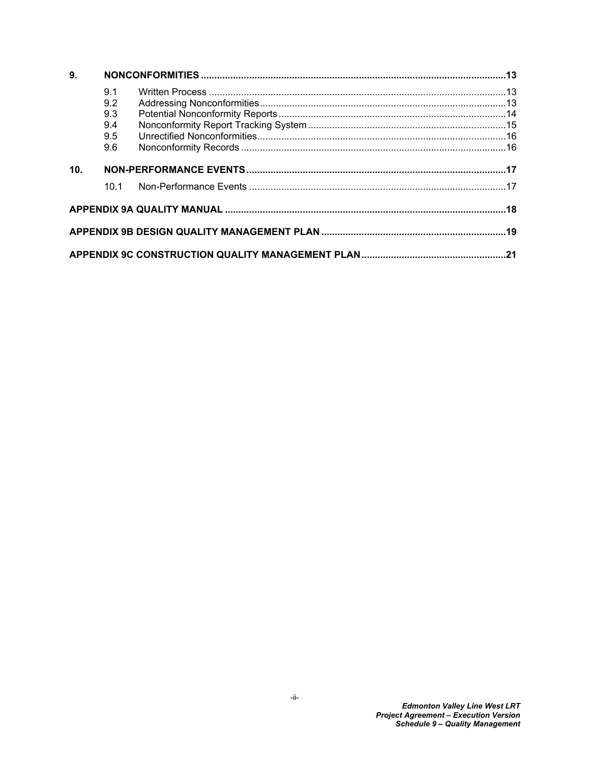| | | | |
|---|---|---|---|
| **9.** | **NONCONFORMITIES** | | **13** |
| | 9.1 | Written Process | 13 |
| | 9.2 | Addressing Nonconformities | 13 |
| | 9.3 | Potential Nonconformity Reports | 14 |
| | 9.4 | Nonconformity Report Tracking System | 15 |
| | 9.5 | Unrectified Nonconformities | 16 |
| | 9.6 | Nonconformity Records | 16 |
| **10.** | **NON-PERFORMANCE EVENTS** | | **17** |
| | 10.1 | Non-Performance Events | 17 |
| **APPENDIX 9A QUALITY MANUAL** | | | **18** |
| **APPENDIX 9B DESIGN QUALITY MANAGEMENT PLAN** | | | **19** |
| **APPENDIX 9C CONSTRUCTION QUALITY MANAGEMENT PLAN** | | | **21** |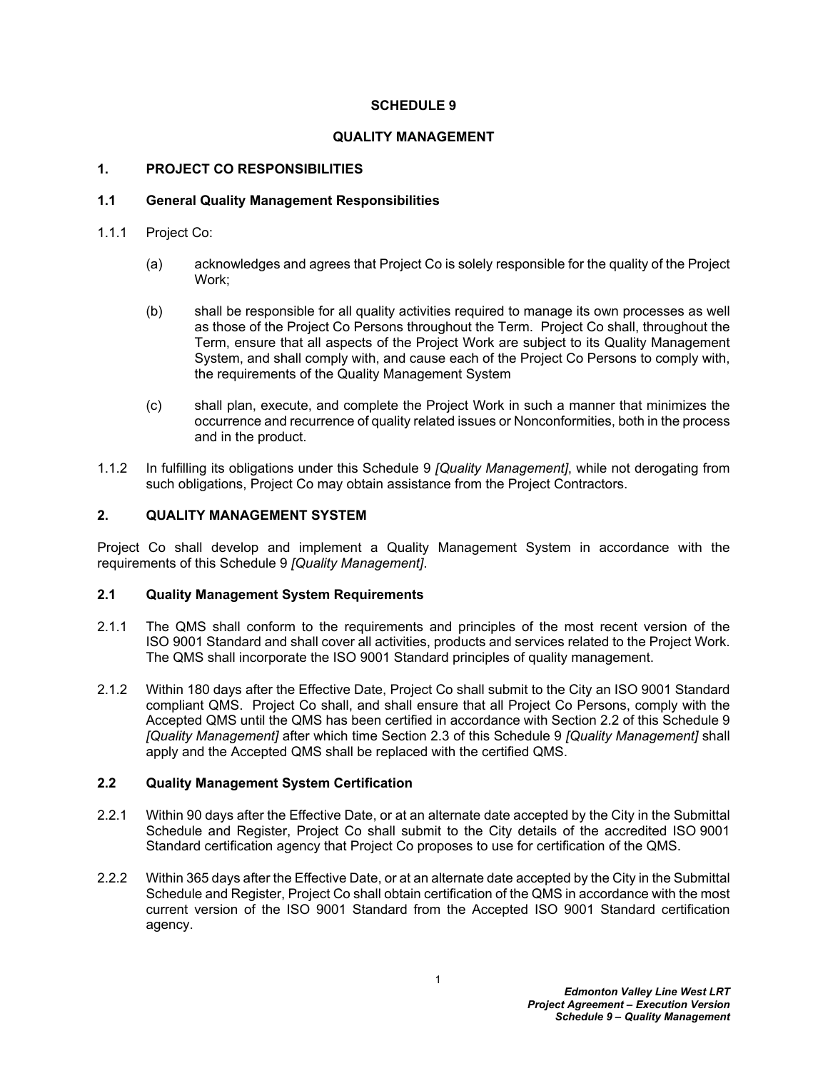# SCHEDULE 9

# QUALITY MANAGEMENT

## 1. PROJECT CO RESPONSIBILITIES

### 1.1 General Quality Management Responsibilities

1.1.1 Project Co:

(a) acknowledges and agrees that Project Co is solely responsible for the quality of the Project Work;

(b) shall be responsible for all quality activities required to manage its own processes as well as those of the Project Co Persons throughout the Term. Project Co shall, throughout the Term, ensure that all aspects of the Project Work are subject to its Quality Management System, and shall comply with, and cause each of the Project Co Persons to comply with, the requirements of the Quality Management System

(c) shall plan, execute, and complete the Project Work in such a manner that minimizes the occurrence and recurrence of quality related issues or Nonconformities, both in the process and in the product.

1.1.2 In fulfilling its obligations under this Schedule 9 *[Quality Management]*, while not derogating from such obligations, Project Co may obtain assistance from the Project Contractors.

## 2. QUALITY MANAGEMENT SYSTEM

Project Co shall develop and implement a Quality Management System in accordance with the requirements of this Schedule 9 *[Quality Management]*.

### 2.1 Quality Management System Requirements

2.1.1 The QMS shall conform to the requirements and principles of the most recent version of the ISO 9001 Standard and shall cover all activities, products and services related to the Project Work. The QMS shall incorporate the ISO 9001 Standard principles of quality management.

2.1.2 Within 180 days after the Effective Date, Project Co shall submit to the City an ISO 9001 Standard compliant QMS. Project Co shall, and shall ensure that all Project Co Persons, comply with the Accepted QMS until the QMS has been certified in accordance with Section 2.2 of this Schedule 9 *[Quality Management]* after which time Section 2.3 of this Schedule 9 *[Quality Management]* shall apply and the Accepted QMS shall be replaced with the certified QMS.

### 2.2 Quality Management System Certification

2.2.1 Within 90 days after the Effective Date, or at an alternate date accepted by the City in the Submittal Schedule and Register, Project Co shall submit to the City details of the accredited ISO 9001 Standard certification agency that Project Co proposes to use for certification of the QMS.

2.2.2 Within 365 days after the Effective Date, or at an alternate date accepted by the City in the Submittal Schedule and Register, Project Co shall obtain certification of the QMS in accordance with the most current version of the ISO 9001 Standard from the Accepted ISO 9001 Standard certification agency.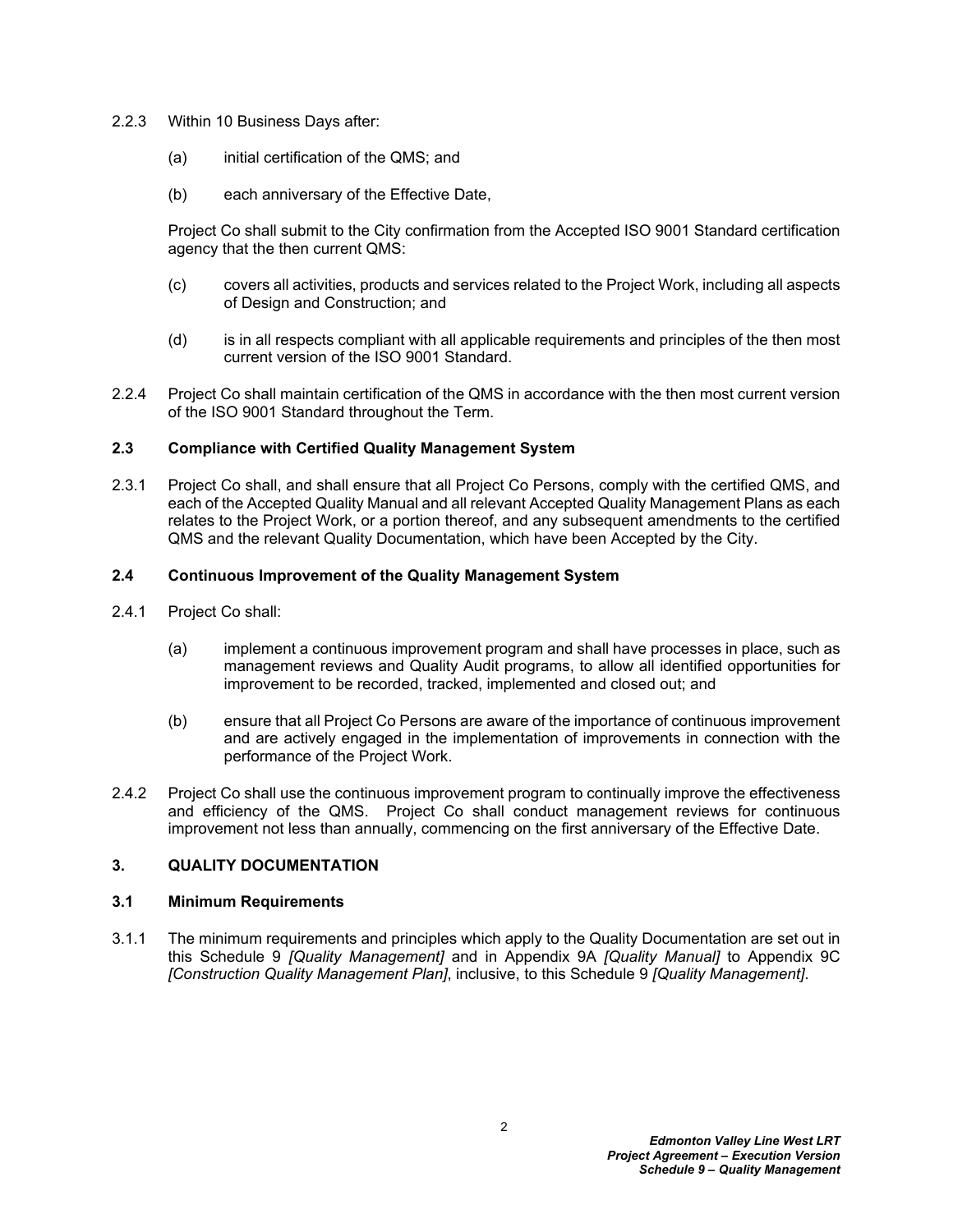2.2.3 Within 10 Business Days after:

(a) initial certification of the QMS; and

(b) each anniversary of the Effective Date,

Project Co shall submit to the City confirmation from the Accepted ISO 9001 Standard certification agency that the then current QMS:

(c) covers all activities, products and services related to the Project Work, including all aspects of Design and Construction; and

(d) is in all respects compliant with all applicable requirements and principles of the then most current version of the ISO 9001 Standard.

2.2.4 Project Co shall maintain certification of the QMS in accordance with the then most current version of the ISO 9001 Standard throughout the Term.

### 2.3 Compliance with Certified Quality Management System

2.3.1 Project Co shall, and shall ensure that all Project Co Persons, comply with the certified QMS, and each of the Accepted Quality Manual and all relevant Accepted Quality Management Plans as each relates to the Project Work, or a portion thereof, and any subsequent amendments to the certified QMS and the relevant Quality Documentation, which have been Accepted by the City.

### 2.4 Continuous Improvement of the Quality Management System

2.4.1 Project Co shall:

(a) implement a continuous improvement program and shall have processes in place, such as management reviews and Quality Audit programs, to allow all identified opportunities for improvement to be recorded, tracked, implemented and closed out; and

(b) ensure that all Project Co Persons are aware of the importance of continuous improvement and are actively engaged in the implementation of improvements in connection with the performance of the Project Work.

2.4.2 Project Co shall use the continuous improvement program to continually improve the effectiveness and efficiency of the QMS. Project Co shall conduct management reviews for continuous improvement not less than annually, commencing on the first anniversary of the Effective Date.

## 3. QUALITY DOCUMENTATION

### 3.1 Minimum Requirements

3.1.1 The minimum requirements and principles which apply to the Quality Documentation are set out in this Schedule 9 *[Quality Management]* and in Appendix 9A *[Quality Manual]* to Appendix 9C *[Construction Quality Management Plan]*, inclusive, to this Schedule 9 *[Quality Management]*.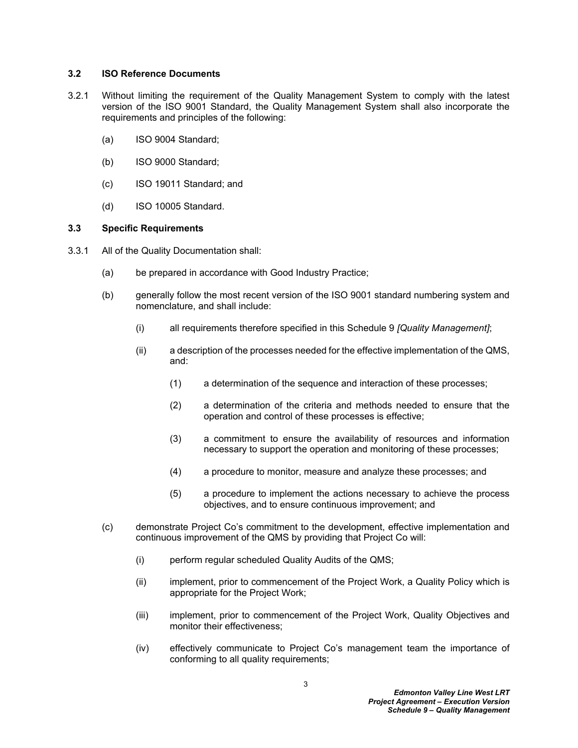### 3.2 ISO Reference Documents

3.2.1 Without limiting the requirement of the Quality Management System to comply with the latest version of the ISO 9001 Standard, the Quality Management System shall also incorporate the requirements and principles of the following:

- (a) ISO 9004 Standard;
- (b) ISO 9000 Standard;
- (c) ISO 19011 Standard; and
- (d) ISO 10005 Standard.

### 3.3 Specific Requirements

3.3.1 All of the Quality Documentation shall:

- (a) be prepared in accordance with Good Industry Practice;
- (b) generally follow the most recent version of the ISO 9001 standard numbering system and nomenclature, and shall include:
  - (i) all requirements therefore specified in this Schedule 9 *[Quality Management]*;
  - (ii) a description of the processes needed for the effective implementation of the QMS, and:
    - (1) a determination of the sequence and interaction of these processes;
    - (2) a determination of the criteria and methods needed to ensure that the operation and control of these processes is effective;
    - (3) a commitment to ensure the availability of resources and information necessary to support the operation and monitoring of these processes;
    - (4) a procedure to monitor, measure and analyze these processes; and
    - (5) a procedure to implement the actions necessary to achieve the process objectives, and to ensure continuous improvement; and
- (c) demonstrate Project Co's commitment to the development, effective implementation and continuous improvement of the QMS by providing that Project Co will:
  - (i) perform regular scheduled Quality Audits of the QMS;
  - (ii) implement, prior to commencement of the Project Work, a Quality Policy which is appropriate for the Project Work;
  - (iii) implement, prior to commencement of the Project Work, Quality Objectives and monitor their effectiveness;
  - (iv) effectively communicate to Project Co's management team the importance of conforming to all quality requirements;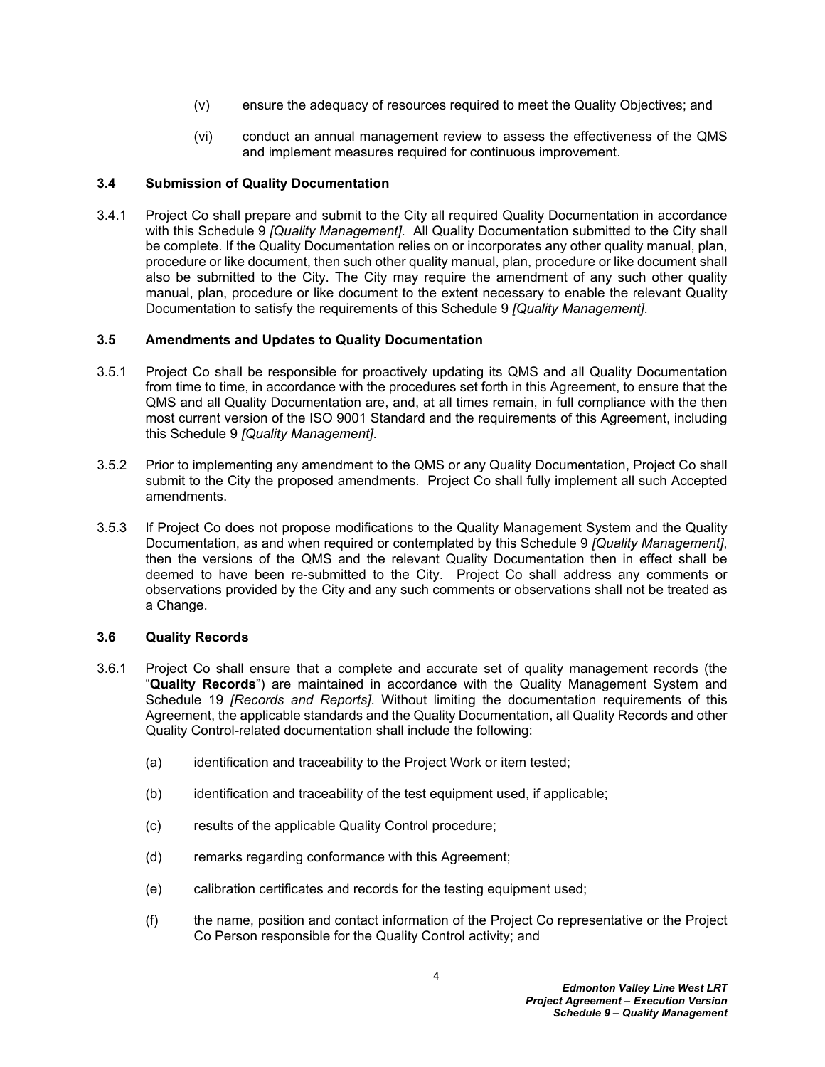(v) ensure the adequacy of resources required to meet the Quality Objectives; and

(vi) conduct an annual management review to assess the effectiveness of the QMS and implement measures required for continuous improvement.

### 3.4 Submission of Quality Documentation

3.4.1 Project Co shall prepare and submit to the City all required Quality Documentation in accordance with this Schedule 9 *[Quality Management]*. All Quality Documentation submitted to the City shall be complete. If the Quality Documentation relies on or incorporates any other quality manual, plan, procedure or like document, then such other quality manual, plan, procedure or like document shall also be submitted to the City. The City may require the amendment of any such other quality manual, plan, procedure or like document to the extent necessary to enable the relevant Quality Documentation to satisfy the requirements of this Schedule 9 *[Quality Management]*.

### 3.5 Amendments and Updates to Quality Documentation

3.5.1 Project Co shall be responsible for proactively updating its QMS and all Quality Documentation from time to time, in accordance with the procedures set forth in this Agreement, to ensure that the QMS and all Quality Documentation are, and, at all times remain, in full compliance with the then most current version of the ISO 9001 Standard and the requirements of this Agreement, including this Schedule 9 *[Quality Management]*.

3.5.2 Prior to implementing any amendment to the QMS or any Quality Documentation, Project Co shall submit to the City the proposed amendments. Project Co shall fully implement all such Accepted amendments.

3.5.3 If Project Co does not propose modifications to the Quality Management System and the Quality Documentation, as and when required or contemplated by this Schedule 9 *[Quality Management]*, then the versions of the QMS and the relevant Quality Documentation then in effect shall be deemed to have been re-submitted to the City. Project Co shall address any comments or observations provided by the City and any such comments or observations shall not be treated as a Change.

### 3.6 Quality Records

3.6.1 Project Co shall ensure that a complete and accurate set of quality management records (the "**Quality Records**") are maintained in accordance with the Quality Management System and Schedule 19 *[Records and Reports]*. Without limiting the documentation requirements of this Agreement, the applicable standards and the Quality Documentation, all Quality Records and other Quality Control-related documentation shall include the following:

(a) identification and traceability to the Project Work or item tested;

(b) identification and traceability of the test equipment used, if applicable;

(c) results of the applicable Quality Control procedure;

(d) remarks regarding conformance with this Agreement;

(e) calibration certificates and records for the testing equipment used;

(f) the name, position and contact information of the Project Co representative or the Project Co Person responsible for the Quality Control activity; and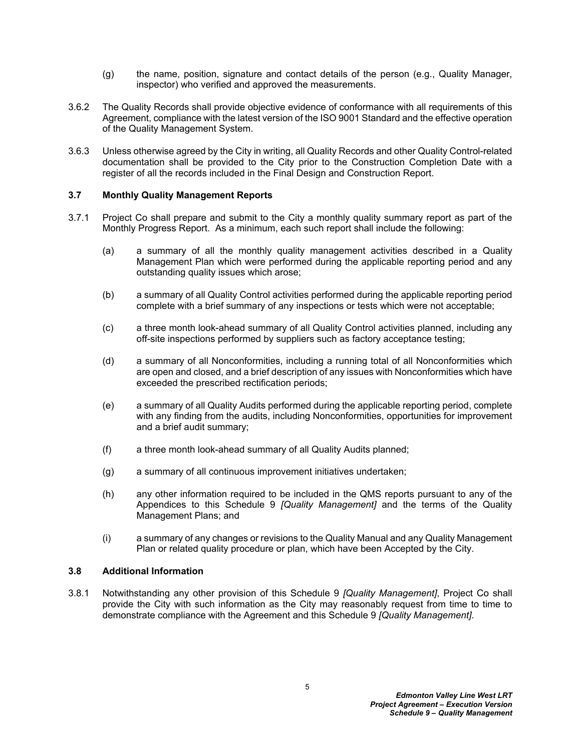(g) the name, position, signature and contact details of the person (e.g., Quality Manager, inspector) who verified and approved the measurements.

3.6.2 The Quality Records shall provide objective evidence of conformance with all requirements of this Agreement, compliance with the latest version of the ISO 9001 Standard and the effective operation of the Quality Management System.

3.6.3 Unless otherwise agreed by the City in writing, all Quality Records and other Quality Control-related documentation shall be provided to the City prior to the Construction Completion Date with a register of all the records included in the Final Design and Construction Report.

### 3.7 Monthly Quality Management Reports

3.7.1 Project Co shall prepare and submit to the City a monthly quality summary report as part of the Monthly Progress Report. As a minimum, each such report shall include the following:

(a) a summary of all the monthly quality management activities described in a Quality Management Plan which were performed during the applicable reporting period and any outstanding quality issues which arose;

(b) a summary of all Quality Control activities performed during the applicable reporting period complete with a brief summary of any inspections or tests which were not acceptable;

(c) a three month look-ahead summary of all Quality Control activities planned, including any off-site inspections performed by suppliers such as factory acceptance testing;

(d) a summary of all Nonconformities, including a running total of all Nonconformities which are open and closed, and a brief description of any issues with Nonconformities which have exceeded the prescribed rectification periods;

(e) a summary of all Quality Audits performed during the applicable reporting period, complete with any finding from the audits, including Nonconformities, opportunities for improvement and a brief audit summary;

(f) a three month look-ahead summary of all Quality Audits planned;

(g) a summary of all continuous improvement initiatives undertaken;

(h) any other information required to be included in the QMS reports pursuant to any of the Appendices to this Schedule 9 *[Quality Management]* and the terms of the Quality Management Plans; and

(i) a summary of any changes or revisions to the Quality Manual and any Quality Management Plan or related quality procedure or plan, which have been Accepted by the City.

### 3.8 Additional Information

3.8.1 Notwithstanding any other provision of this Schedule 9 *[Quality Management]*, Project Co shall provide the City with such information as the City may reasonably request from time to time to demonstrate compliance with the Agreement and this Schedule 9 *[Quality Management]*.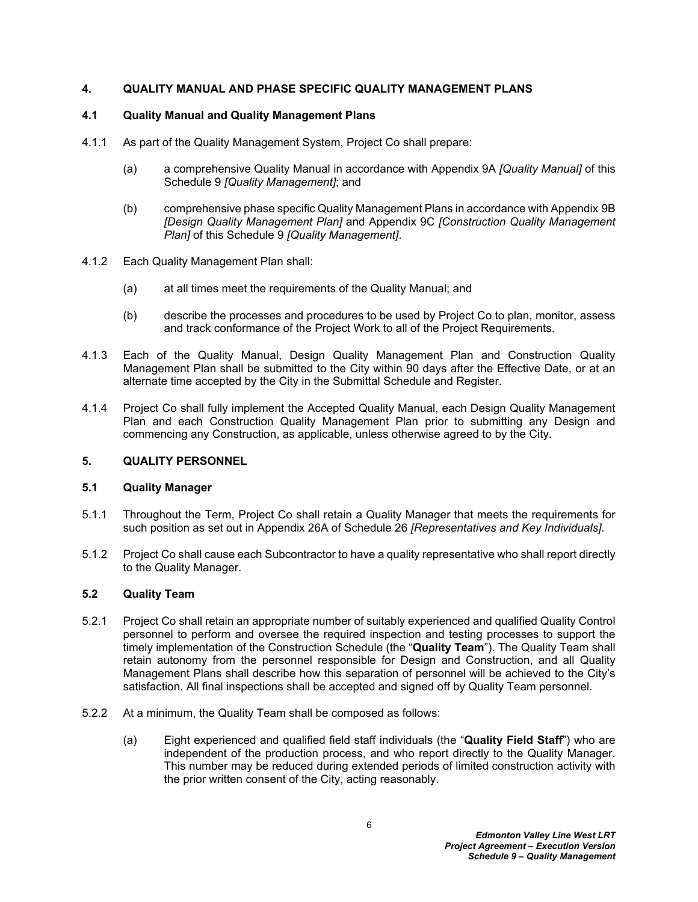## 4. QUALITY MANUAL AND PHASE SPECIFIC QUALITY MANAGEMENT PLANS

### 4.1 Quality Manual and Quality Management Plans

4.1.1 As part of the Quality Management System, Project Co shall prepare:

(a) a comprehensive Quality Manual in accordance with Appendix 9A *[Quality Manual]* of this Schedule 9 *[Quality Management]*; and

(b) comprehensive phase specific Quality Management Plans in accordance with Appendix 9B *[Design Quality Management Plan]* and Appendix 9C *[Construction Quality Management Plan]* of this Schedule 9 *[Quality Management]*.

4.1.2 Each Quality Management Plan shall:

(a) at all times meet the requirements of the Quality Manual; and

(b) describe the processes and procedures to be used by Project Co to plan, monitor, assess and track conformance of the Project Work to all of the Project Requirements.

4.1.3 Each of the Quality Manual, Design Quality Management Plan and Construction Quality Management Plan shall be submitted to the City within 90 days after the Effective Date, or at an alternate time accepted by the City in the Submittal Schedule and Register.

4.1.4 Project Co shall fully implement the Accepted Quality Manual, each Design Quality Management Plan and each Construction Quality Management Plan prior to submitting any Design and commencing any Construction, as applicable, unless otherwise agreed to by the City.

## 5. QUALITY PERSONNEL

### 5.1 Quality Manager

5.1.1 Throughout the Term, Project Co shall retain a Quality Manager that meets the requirements for such position as set out in Appendix 26A of Schedule 26 *[Representatives and Key Individuals]*.

5.1.2 Project Co shall cause each Subcontractor to have a quality representative who shall report directly to the Quality Manager.

### 5.2 Quality Team

5.2.1 Project Co shall retain an appropriate number of suitably experienced and qualified Quality Control personnel to perform and oversee the required inspection and testing processes to support the timely implementation of the Construction Schedule (the "**Quality Team**"). The Quality Team shall retain autonomy from the personnel responsible for Design and Construction, and all Quality Management Plans shall describe how this separation of personnel will be achieved to the City's satisfaction. All final inspections shall be accepted and signed off by Quality Team personnel.

5.2.2 At a minimum, the Quality Team shall be composed as follows:

(a) Eight experienced and qualified field staff individuals (the "**Quality Field Staff**") who are independent of the production process, and who report directly to the Quality Manager. This number may be reduced during extended periods of limited construction activity with the prior written consent of the City, acting reasonably.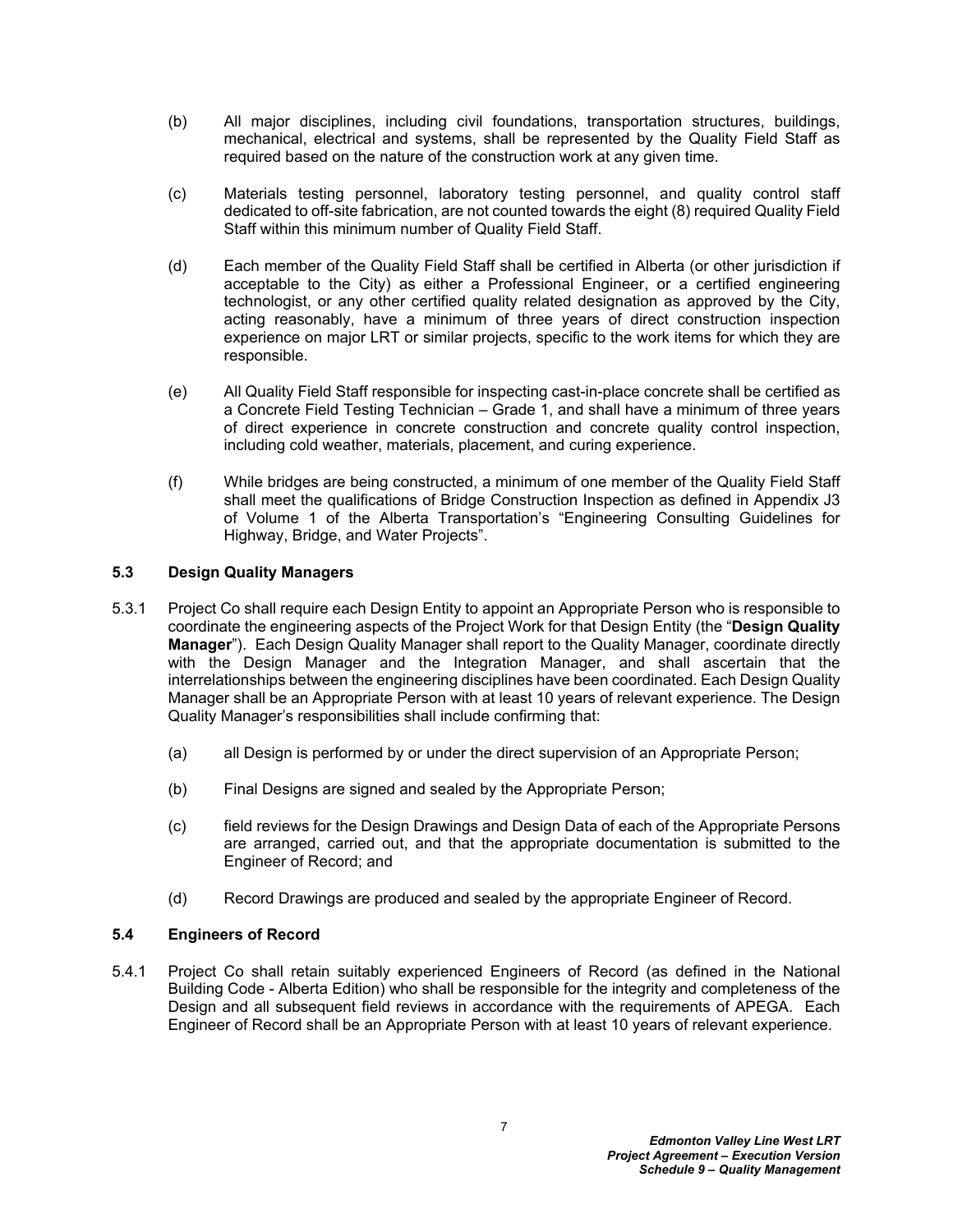(b) All major disciplines, including civil foundations, transportation structures, buildings, mechanical, electrical and systems, shall be represented by the Quality Field Staff as required based on the nature of the construction work at any given time.

(c) Materials testing personnel, laboratory testing personnel, and quality control staff dedicated to off-site fabrication, are not counted towards the eight (8) required Quality Field Staff within this minimum number of Quality Field Staff.

(d) Each member of the Quality Field Staff shall be certified in Alberta (or other jurisdiction if acceptable to the City) as either a Professional Engineer, or a certified engineering technologist, or any other certified quality related designation as approved by the City, acting reasonably, have a minimum of three years of direct construction inspection experience on major LRT or similar projects, specific to the work items for which they are responsible.

(e) All Quality Field Staff responsible for inspecting cast-in-place concrete shall be certified as a Concrete Field Testing Technician – Grade 1, and shall have a minimum of three years of direct experience in concrete construction and concrete quality control inspection, including cold weather, materials, placement, and curing experience.

(f) While bridges are being constructed, a minimum of one member of the Quality Field Staff shall meet the qualifications of Bridge Construction Inspection as defined in Appendix J3 of Volume 1 of the Alberta Transportation's "Engineering Consulting Guidelines for Highway, Bridge, and Water Projects".

### 5.3 Design Quality Managers

5.3.1 Project Co shall require each Design Entity to appoint an Appropriate Person who is responsible to coordinate the engineering aspects of the Project Work for that Design Entity (the "**Design Quality Manager**"). Each Design Quality Manager shall report to the Quality Manager, coordinate directly with the Design Manager and the Integration Manager, and shall ascertain that the interrelationships between the engineering disciplines have been coordinated. Each Design Quality Manager shall be an Appropriate Person with at least 10 years of relevant experience. The Design Quality Manager's responsibilities shall include confirming that:

(a) all Design is performed by or under the direct supervision of an Appropriate Person;

(b) Final Designs are signed and sealed by the Appropriate Person;

(c) field reviews for the Design Drawings and Design Data of each of the Appropriate Persons are arranged, carried out, and that the appropriate documentation is submitted to the Engineer of Record; and

(d) Record Drawings are produced and sealed by the appropriate Engineer of Record.

### 5.4 Engineers of Record

5.4.1 Project Co shall retain suitably experienced Engineers of Record (as defined in the National Building Code - Alberta Edition) who shall be responsible for the integrity and completeness of the Design and all subsequent field reviews in accordance with the requirements of APEGA. Each Engineer of Record shall be an Appropriate Person with at least 10 years of relevant experience.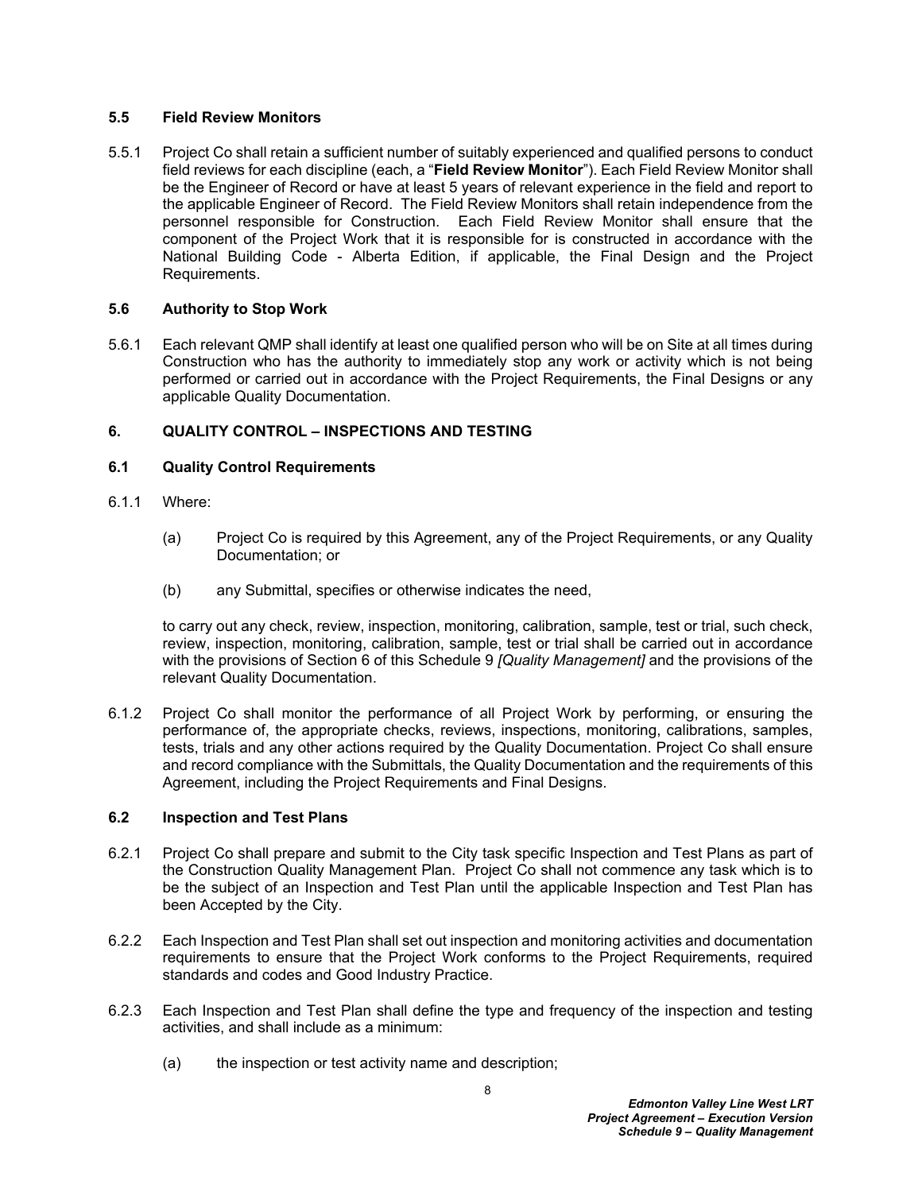### 5.5 Field Review Monitors

5.5.1 Project Co shall retain a sufficient number of suitably experienced and qualified persons to conduct field reviews for each discipline (each, a "**Field Review Monitor**"). Each Field Review Monitor shall be the Engineer of Record or have at least 5 years of relevant experience in the field and report to the applicable Engineer of Record. The Field Review Monitors shall retain independence from the personnel responsible for Construction. Each Field Review Monitor shall ensure that the component of the Project Work that it is responsible for is constructed in accordance with the National Building Code - Alberta Edition, if applicable, the Final Design and the Project Requirements.

### 5.6 Authority to Stop Work

5.6.1 Each relevant QMP shall identify at least one qualified person who will be on Site at all times during Construction who has the authority to immediately stop any work or activity which is not being performed or carried out in accordance with the Project Requirements, the Final Designs or any applicable Quality Documentation.

## 6. QUALITY CONTROL – INSPECTIONS AND TESTING

### 6.1 Quality Control Requirements

6.1.1 Where:

(a) Project Co is required by this Agreement, any of the Project Requirements, or any Quality Documentation; or

(b) any Submittal, specifies or otherwise indicates the need,

to carry out any check, review, inspection, monitoring, calibration, sample, test or trial, such check, review, inspection, monitoring, calibration, sample, test or trial shall be carried out in accordance with the provisions of Section 6 of this Schedule 9 *[Quality Management]* and the provisions of the relevant Quality Documentation.

6.1.2 Project Co shall monitor the performance of all Project Work by performing, or ensuring the performance of, the appropriate checks, reviews, inspections, monitoring, calibrations, samples, tests, trials and any other actions required by the Quality Documentation. Project Co shall ensure and record compliance with the Submittals, the Quality Documentation and the requirements of this Agreement, including the Project Requirements and Final Designs.

### 6.2 Inspection and Test Plans

6.2.1 Project Co shall prepare and submit to the City task specific Inspection and Test Plans as part of the Construction Quality Management Plan. Project Co shall not commence any task which is to be the subject of an Inspection and Test Plan until the applicable Inspection and Test Plan has been Accepted by the City.

6.2.2 Each Inspection and Test Plan shall set out inspection and monitoring activities and documentation requirements to ensure that the Project Work conforms to the Project Requirements, required standards and codes and Good Industry Practice.

6.2.3 Each Inspection and Test Plan shall define the type and frequency of the inspection and testing activities, and shall include as a minimum:

(a) the inspection or test activity name and description;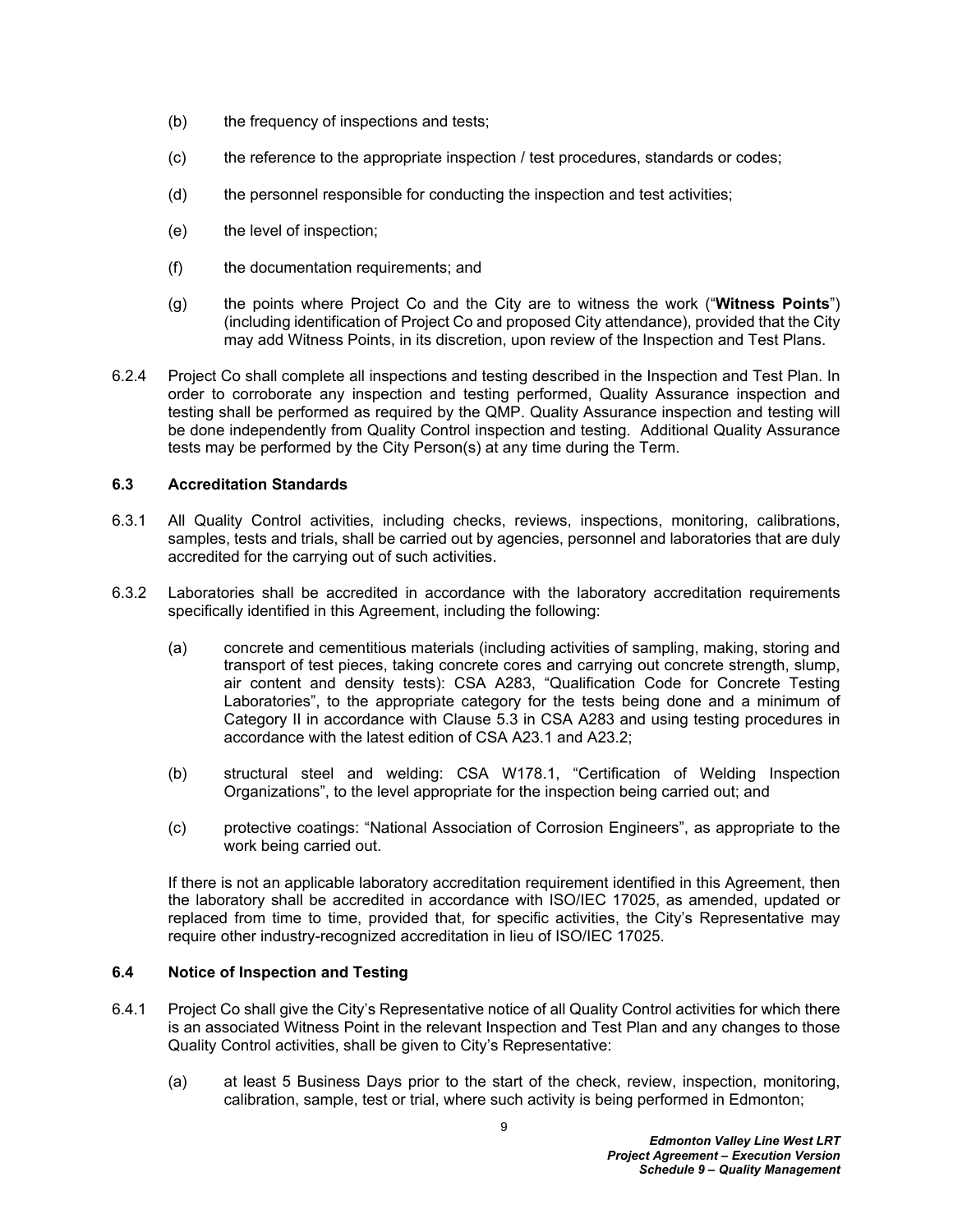(b) the frequency of inspections and tests;

(c) the reference to the appropriate inspection / test procedures, standards or codes;

(d) the personnel responsible for conducting the inspection and test activities;

(e) the level of inspection;

(f) the documentation requirements; and

(g) the points where Project Co and the City are to witness the work ("**Witness Points**") (including identification of Project Co and proposed City attendance), provided that the City may add Witness Points, in its discretion, upon review of the Inspection and Test Plans.

6.2.4 Project Co shall complete all inspections and testing described in the Inspection and Test Plan. In order to corroborate any inspection and testing performed, Quality Assurance inspection and testing shall be performed as required by the QMP. Quality Assurance inspection and testing will be done independently from Quality Control inspection and testing. Additional Quality Assurance tests may be performed by the City Person(s) at any time during the Term.

### 6.3 Accreditation Standards

6.3.1 All Quality Control activities, including checks, reviews, inspections, monitoring, calibrations, samples, tests and trials, shall be carried out by agencies, personnel and laboratories that are duly accredited for the carrying out of such activities.

6.3.2 Laboratories shall be accredited in accordance with the laboratory accreditation requirements specifically identified in this Agreement, including the following:

(a) concrete and cementitious materials (including activities of sampling, making, storing and transport of test pieces, taking concrete cores and carrying out concrete strength, slump, air content and density tests): CSA A283, "Qualification Code for Concrete Testing Laboratories", to the appropriate category for the tests being done and a minimum of Category II in accordance with Clause 5.3 in CSA A283 and using testing procedures in accordance with the latest edition of CSA A23.1 and A23.2;

(b) structural steel and welding: CSA W178.1, "Certification of Welding Inspection Organizations", to the level appropriate for the inspection being carried out; and

(c) protective coatings: "National Association of Corrosion Engineers", as appropriate to the work being carried out.

If there is not an applicable laboratory accreditation requirement identified in this Agreement, then the laboratory shall be accredited in accordance with ISO/IEC 17025, as amended, updated or replaced from time to time, provided that, for specific activities, the City's Representative may require other industry-recognized accreditation in lieu of ISO/IEC 17025.

### 6.4 Notice of Inspection and Testing

6.4.1 Project Co shall give the City's Representative notice of all Quality Control activities for which there is an associated Witness Point in the relevant Inspection and Test Plan and any changes to those Quality Control activities, shall be given to City's Representative:

(a) at least 5 Business Days prior to the start of the check, review, inspection, monitoring, calibration, sample, test or trial, where such activity is being performed in Edmonton;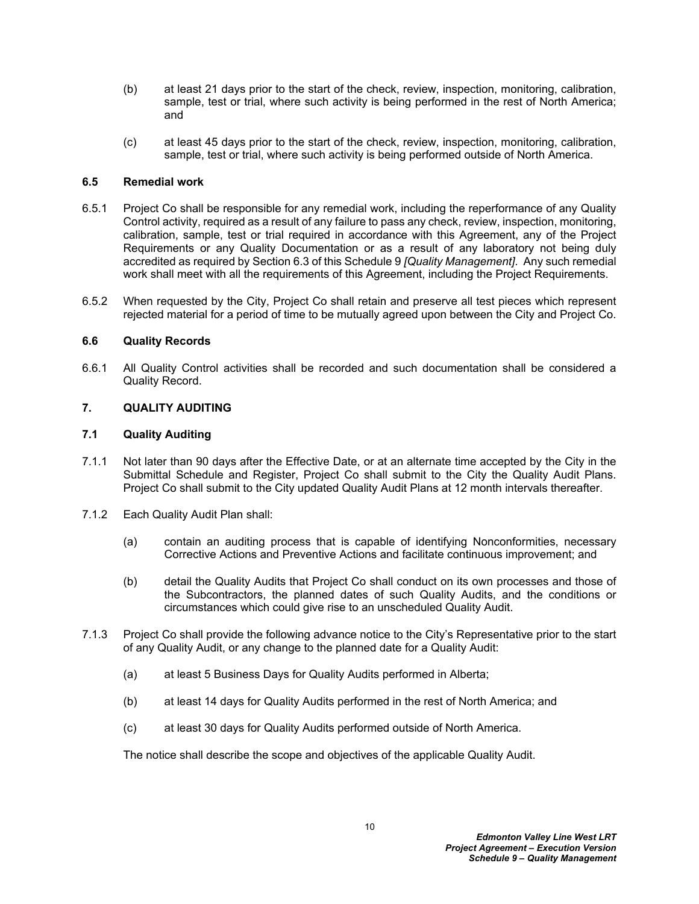(b) at least 21 days prior to the start of the check, review, inspection, monitoring, calibration, sample, test or trial, where such activity is being performed in the rest of North America; and

(c) at least 45 days prior to the start of the check, review, inspection, monitoring, calibration, sample, test or trial, where such activity is being performed outside of North America.

### 6.5 Remedial work

6.5.1 Project Co shall be responsible for any remedial work, including the reperformance of any Quality Control activity, required as a result of any failure to pass any check, review, inspection, monitoring, calibration, sample, test or trial required in accordance with this Agreement, any of the Project Requirements or any Quality Documentation or as a result of any laboratory not being duly accredited as required by Section 6.3 of this Schedule 9 *[Quality Management]*. Any such remedial work shall meet with all the requirements of this Agreement, including the Project Requirements.

6.5.2 When requested by the City, Project Co shall retain and preserve all test pieces which represent rejected material for a period of time to be mutually agreed upon between the City and Project Co.

### 6.6 Quality Records

6.6.1 All Quality Control activities shall be recorded and such documentation shall be considered a Quality Record.

## 7. QUALITY AUDITING

### 7.1 Quality Auditing

7.1.1 Not later than 90 days after the Effective Date, or at an alternate time accepted by the City in the Submittal Schedule and Register, Project Co shall submit to the City the Quality Audit Plans. Project Co shall submit to the City updated Quality Audit Plans at 12 month intervals thereafter.

7.1.2 Each Quality Audit Plan shall:

(a) contain an auditing process that is capable of identifying Nonconformities, necessary Corrective Actions and Preventive Actions and facilitate continuous improvement; and

(b) detail the Quality Audits that Project Co shall conduct on its own processes and those of the Subcontractors, the planned dates of such Quality Audits, and the conditions or circumstances which could give rise to an unscheduled Quality Audit.

7.1.3 Project Co shall provide the following advance notice to the City's Representative prior to the start of any Quality Audit, or any change to the planned date for a Quality Audit:

(a) at least 5 Business Days for Quality Audits performed in Alberta;

(b) at least 14 days for Quality Audits performed in the rest of North America; and

(c) at least 30 days for Quality Audits performed outside of North America.

The notice shall describe the scope and objectives of the applicable Quality Audit.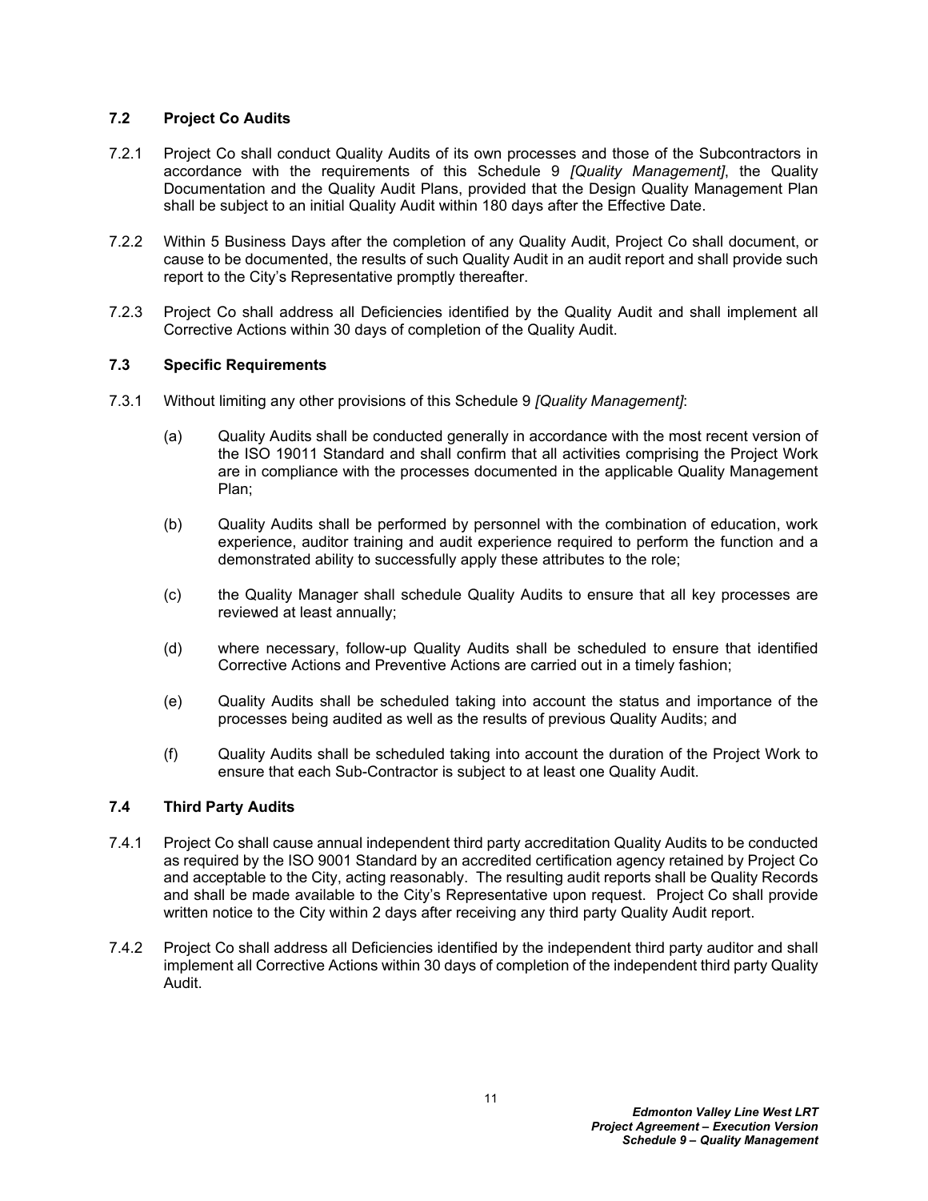### 7.2 Project Co Audits

7.2.1 Project Co shall conduct Quality Audits of its own processes and those of the Subcontractors in accordance with the requirements of this Schedule 9 *[Quality Management]*, the Quality Documentation and the Quality Audit Plans, provided that the Design Quality Management Plan shall be subject to an initial Quality Audit within 180 days after the Effective Date.

7.2.2 Within 5 Business Days after the completion of any Quality Audit, Project Co shall document, or cause to be documented, the results of such Quality Audit in an audit report and shall provide such report to the City's Representative promptly thereafter.

7.2.3 Project Co shall address all Deficiencies identified by the Quality Audit and shall implement all Corrective Actions within 30 days of completion of the Quality Audit.

### 7.3 Specific Requirements

7.3.1 Without limiting any other provisions of this Schedule 9 *[Quality Management]*:

(a) Quality Audits shall be conducted generally in accordance with the most recent version of the ISO 19011 Standard and shall confirm that all activities comprising the Project Work are in compliance with the processes documented in the applicable Quality Management Plan;

(b) Quality Audits shall be performed by personnel with the combination of education, work experience, auditor training and audit experience required to perform the function and a demonstrated ability to successfully apply these attributes to the role;

(c) the Quality Manager shall schedule Quality Audits to ensure that all key processes are reviewed at least annually;

(d) where necessary, follow-up Quality Audits shall be scheduled to ensure that identified Corrective Actions and Preventive Actions are carried out in a timely fashion;

(e) Quality Audits shall be scheduled taking into account the status and importance of the processes being audited as well as the results of previous Quality Audits; and

(f) Quality Audits shall be scheduled taking into account the duration of the Project Work to ensure that each Sub-Contractor is subject to at least one Quality Audit.

### 7.4 Third Party Audits

7.4.1 Project Co shall cause annual independent third party accreditation Quality Audits to be conducted as required by the ISO 9001 Standard by an accredited certification agency retained by Project Co and acceptable to the City, acting reasonably. The resulting audit reports shall be Quality Records and shall be made available to the City's Representative upon request. Project Co shall provide written notice to the City within 2 days after receiving any third party Quality Audit report.

7.4.2 Project Co shall address all Deficiencies identified by the independent third party auditor and shall implement all Corrective Actions within 30 days of completion of the independent third party Quality Audit.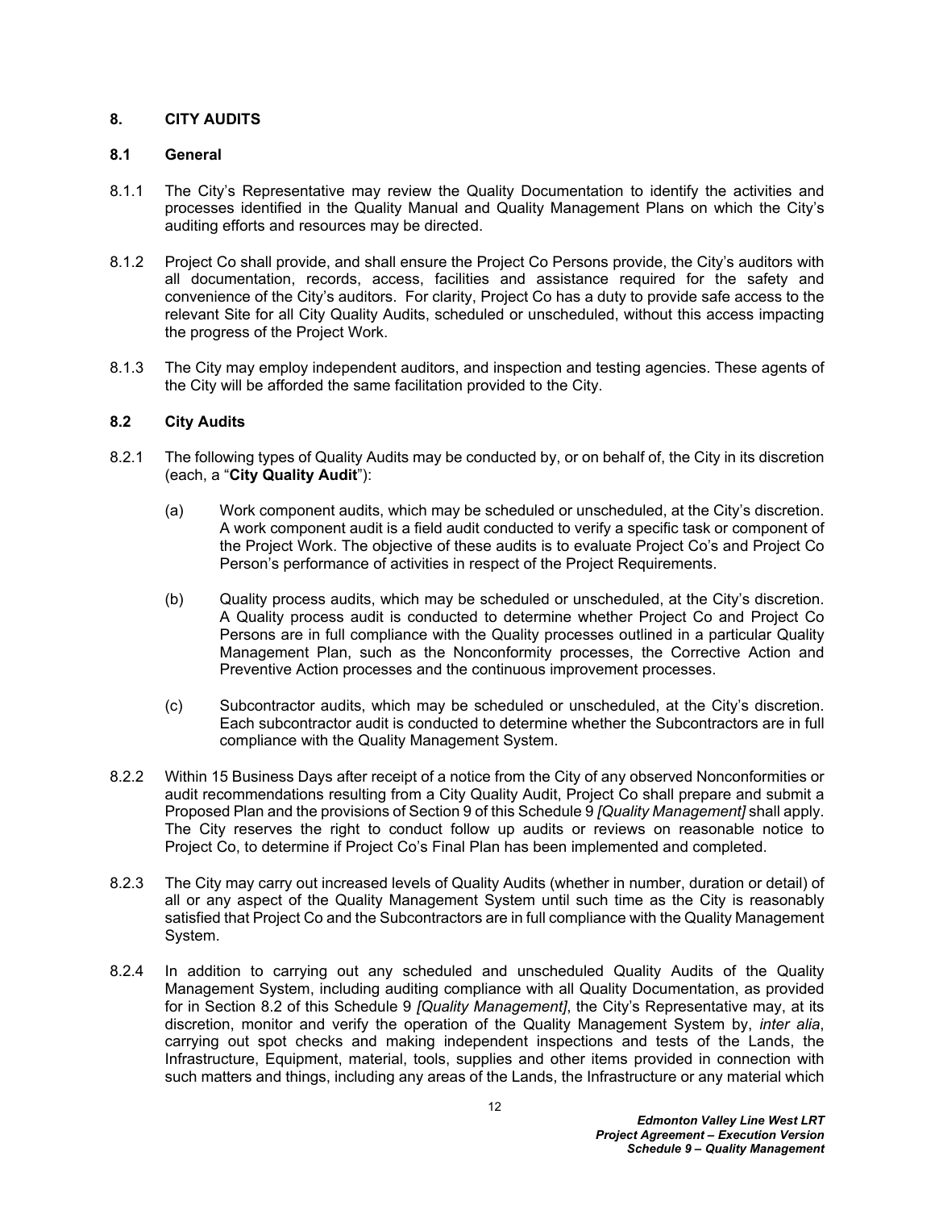## 8. CITY AUDITS

### 8.1 General

8.1.1 The City's Representative may review the Quality Documentation to identify the activities and processes identified in the Quality Manual and Quality Management Plans on which the City's auditing efforts and resources may be directed.

8.1.2 Project Co shall provide, and shall ensure the Project Co Persons provide, the City's auditors with all documentation, records, access, facilities and assistance required for the safety and convenience of the City's auditors. For clarity, Project Co has a duty to provide safe access to the relevant Site for all City Quality Audits, scheduled or unscheduled, without this access impacting the progress of the Project Work.

8.1.3 The City may employ independent auditors, and inspection and testing agencies. These agents of the City will be afforded the same facilitation provided to the City.

### 8.2 City Audits

8.2.1 The following types of Quality Audits may be conducted by, or on behalf of, the City in its discretion (each, a "**City Quality Audit**"):

(a) Work component audits, which may be scheduled or unscheduled, at the City's discretion. A work component audit is a field audit conducted to verify a specific task or component of the Project Work. The objective of these audits is to evaluate Project Co's and Project Co Person's performance of activities in respect of the Project Requirements.

(b) Quality process audits, which may be scheduled or unscheduled, at the City's discretion. A Quality process audit is conducted to determine whether Project Co and Project Co Persons are in full compliance with the Quality processes outlined in a particular Quality Management Plan, such as the Nonconformity processes, the Corrective Action and Preventive Action processes and the continuous improvement processes.

(c) Subcontractor audits, which may be scheduled or unscheduled, at the City's discretion. Each subcontractor audit is conducted to determine whether the Subcontractors are in full compliance with the Quality Management System.

8.2.2 Within 15 Business Days after receipt of a notice from the City of any observed Nonconformities or audit recommendations resulting from a City Quality Audit, Project Co shall prepare and submit a Proposed Plan and the provisions of Section 9 of this Schedule 9 *[Quality Management]* shall apply. The City reserves the right to conduct follow up audits or reviews on reasonable notice to Project Co, to determine if Project Co's Final Plan has been implemented and completed.

8.2.3 The City may carry out increased levels of Quality Audits (whether in number, duration or detail) of all or any aspect of the Quality Management System until such time as the City is reasonably satisfied that Project Co and the Subcontractors are in full compliance with the Quality Management System.

8.2.4 In addition to carrying out any scheduled and unscheduled Quality Audits of the Quality Management System, including auditing compliance with all Quality Documentation, as provided for in Section 8.2 of this Schedule 9 *[Quality Management]*, the City's Representative may, at its discretion, monitor and verify the operation of the Quality Management System by, *inter alia*, carrying out spot checks and making independent inspections and tests of the Lands, the Infrastructure, Equipment, material, tools, supplies and other items provided in connection with such matters and things, including any areas of the Lands, the Infrastructure or any material which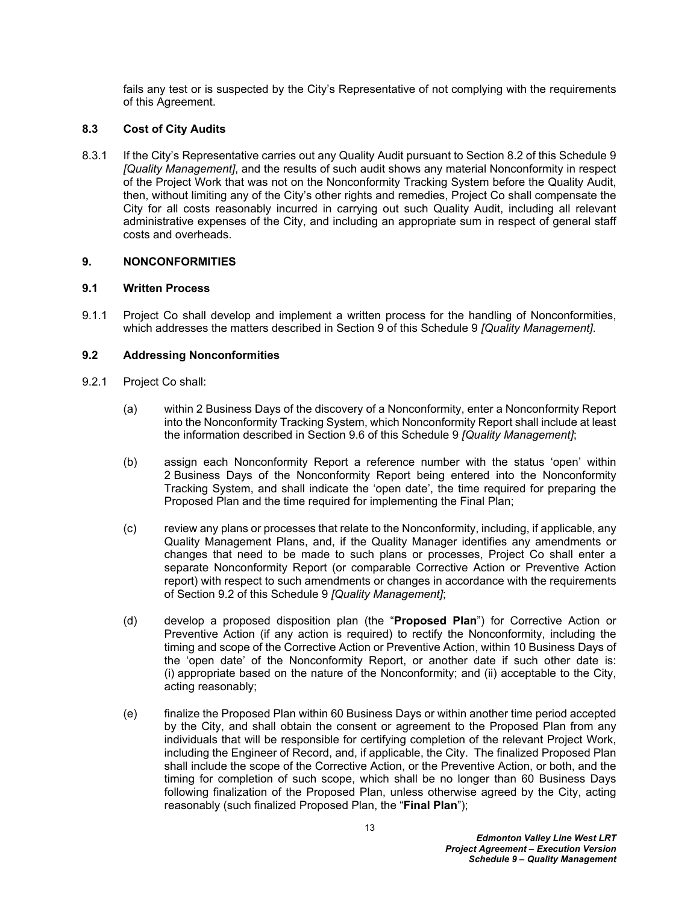fails any test or is suspected by the City's Representative of not complying with the requirements of this Agreement.

### 8.3 Cost of City Audits

8.3.1 If the City's Representative carries out any Quality Audit pursuant to Section 8.2 of this Schedule 9 *[Quality Management]*, and the results of such audit shows any material Nonconformity in respect of the Project Work that was not on the Nonconformity Tracking System before the Quality Audit, then, without limiting any of the City's other rights and remedies, Project Co shall compensate the City for all costs reasonably incurred in carrying out such Quality Audit, including all relevant administrative expenses of the City, and including an appropriate sum in respect of general staff costs and overheads.

## 9. NONCONFORMITIES

### 9.1 Written Process

9.1.1 Project Co shall develop and implement a written process for the handling of Nonconformities, which addresses the matters described in Section 9 of this Schedule 9 *[Quality Management]*.

### 9.2 Addressing Nonconformities

9.2.1 Project Co shall:

(a) within 2 Business Days of the discovery of a Nonconformity, enter a Nonconformity Report into the Nonconformity Tracking System, which Nonconformity Report shall include at least the information described in Section 9.6 of this Schedule 9 *[Quality Management]*;

(b) assign each Nonconformity Report a reference number with the status 'open' within 2 Business Days of the Nonconformity Report being entered into the Nonconformity Tracking System, and shall indicate the 'open date', the time required for preparing the Proposed Plan and the time required for implementing the Final Plan;

(c) review any plans or processes that relate to the Nonconformity, including, if applicable, any Quality Management Plans, and, if the Quality Manager identifies any amendments or changes that need to be made to such plans or processes, Project Co shall enter a separate Nonconformity Report (or comparable Corrective Action or Preventive Action report) with respect to such amendments or changes in accordance with the requirements of Section 9.2 of this Schedule 9 *[Quality Management]*;

(d) develop a proposed disposition plan (the "**Proposed Plan**") for Corrective Action or Preventive Action (if any action is required) to rectify the Nonconformity, including the timing and scope of the Corrective Action or Preventive Action, within 10 Business Days of the 'open date' of the Nonconformity Report, or another date if such other date is: (i) appropriate based on the nature of the Nonconformity; and (ii) acceptable to the City, acting reasonably;

(e) finalize the Proposed Plan within 60 Business Days or within another time period accepted by the City, and shall obtain the consent or agreement to the Proposed Plan from any individuals that will be responsible for certifying completion of the relevant Project Work, including the Engineer of Record, and, if applicable, the City. The finalized Proposed Plan shall include the scope of the Corrective Action, or the Preventive Action, or both, and the timing for completion of such scope, which shall be no longer than 60 Business Days following finalization of the Proposed Plan, unless otherwise agreed by the City, acting reasonably (such finalized Proposed Plan, the "**Final Plan**");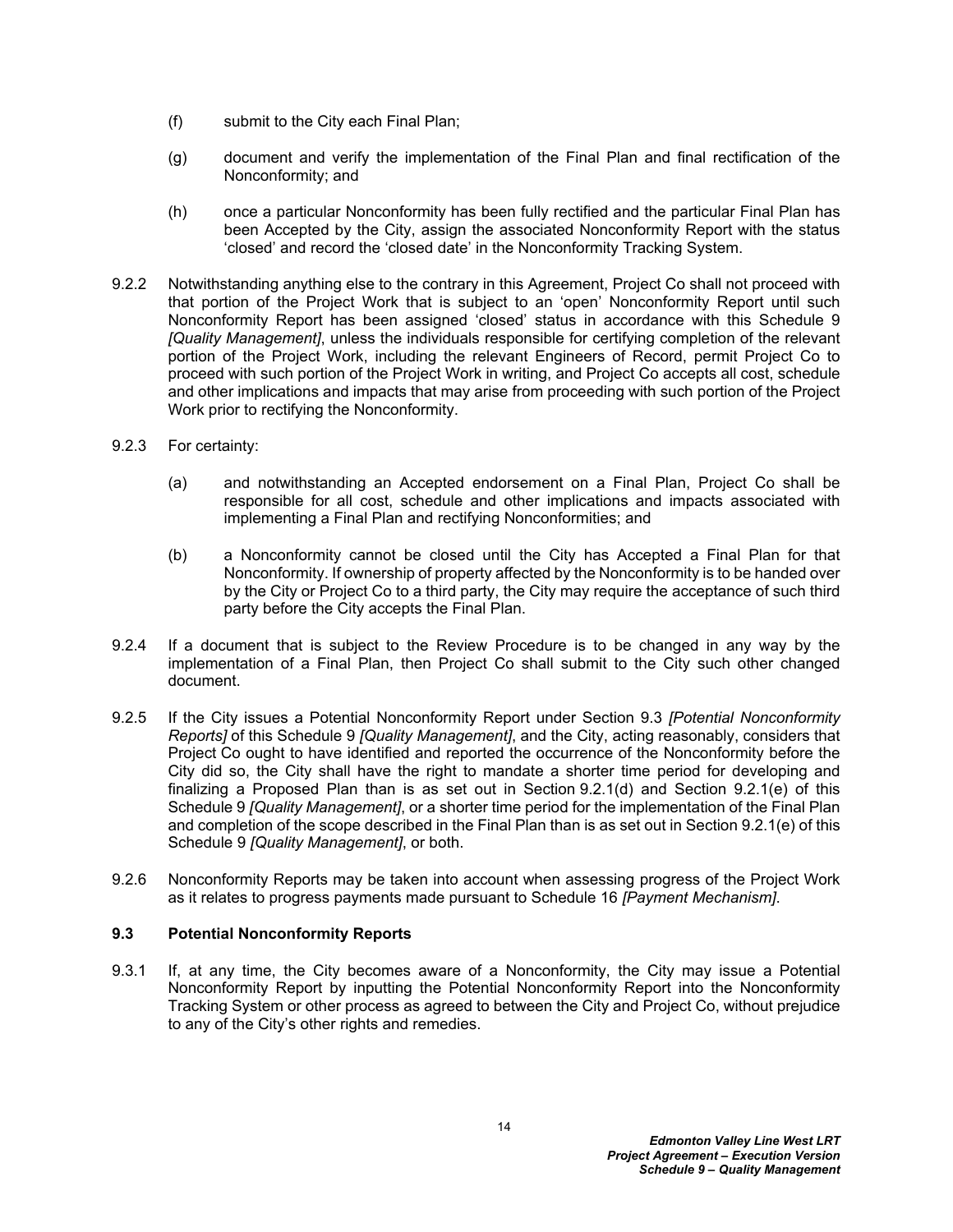(f) submit to the City each Final Plan;

(g) document and verify the implementation of the Final Plan and final rectification of the Nonconformity; and

(h) once a particular Nonconformity has been fully rectified and the particular Final Plan has been Accepted by the City, assign the associated Nonconformity Report with the status 'closed' and record the 'closed date' in the Nonconformity Tracking System.

9.2.2 Notwithstanding anything else to the contrary in this Agreement, Project Co shall not proceed with that portion of the Project Work that is subject to an 'open' Nonconformity Report until such Nonconformity Report has been assigned 'closed' status in accordance with this Schedule 9 *[Quality Management]*, unless the individuals responsible for certifying completion of the relevant portion of the Project Work, including the relevant Engineers of Record, permit Project Co to proceed with such portion of the Project Work in writing, and Project Co accepts all cost, schedule and other implications and impacts that may arise from proceeding with such portion of the Project Work prior to rectifying the Nonconformity.

9.2.3 For certainty:

(a) and notwithstanding an Accepted endorsement on a Final Plan, Project Co shall be responsible for all cost, schedule and other implications and impacts associated with implementing a Final Plan and rectifying Nonconformities; and

(b) a Nonconformity cannot be closed until the City has Accepted a Final Plan for that Nonconformity. If ownership of property affected by the Nonconformity is to be handed over by the City or Project Co to a third party, the City may require the acceptance of such third party before the City accepts the Final Plan.

9.2.4 If a document that is subject to the Review Procedure is to be changed in any way by the implementation of a Final Plan, then Project Co shall submit to the City such other changed document.

9.2.5 If the City issues a Potential Nonconformity Report under Section 9.3 *[Potential Nonconformity Reports]* of this Schedule 9 *[Quality Management]*, and the City, acting reasonably, considers that Project Co ought to have identified and reported the occurrence of the Nonconformity before the City did so, the City shall have the right to mandate a shorter time period for developing and finalizing a Proposed Plan than is as set out in Section 9.2.1(d) and Section 9.2.1(e) of this Schedule 9 *[Quality Management]*, or a shorter time period for the implementation of the Final Plan and completion of the scope described in the Final Plan than is as set out in Section 9.2.1(e) of this Schedule 9 *[Quality Management]*, or both.

9.2.6 Nonconformity Reports may be taken into account when assessing progress of the Project Work as it relates to progress payments made pursuant to Schedule 16 *[Payment Mechanism]*.

### 9.3 Potential Nonconformity Reports

9.3.1 If, at any time, the City becomes aware of a Nonconformity, the City may issue a Potential Nonconformity Report by inputting the Potential Nonconformity Report into the Nonconformity Tracking System or other process as agreed to between the City and Project Co, without prejudice to any of the City's other rights and remedies.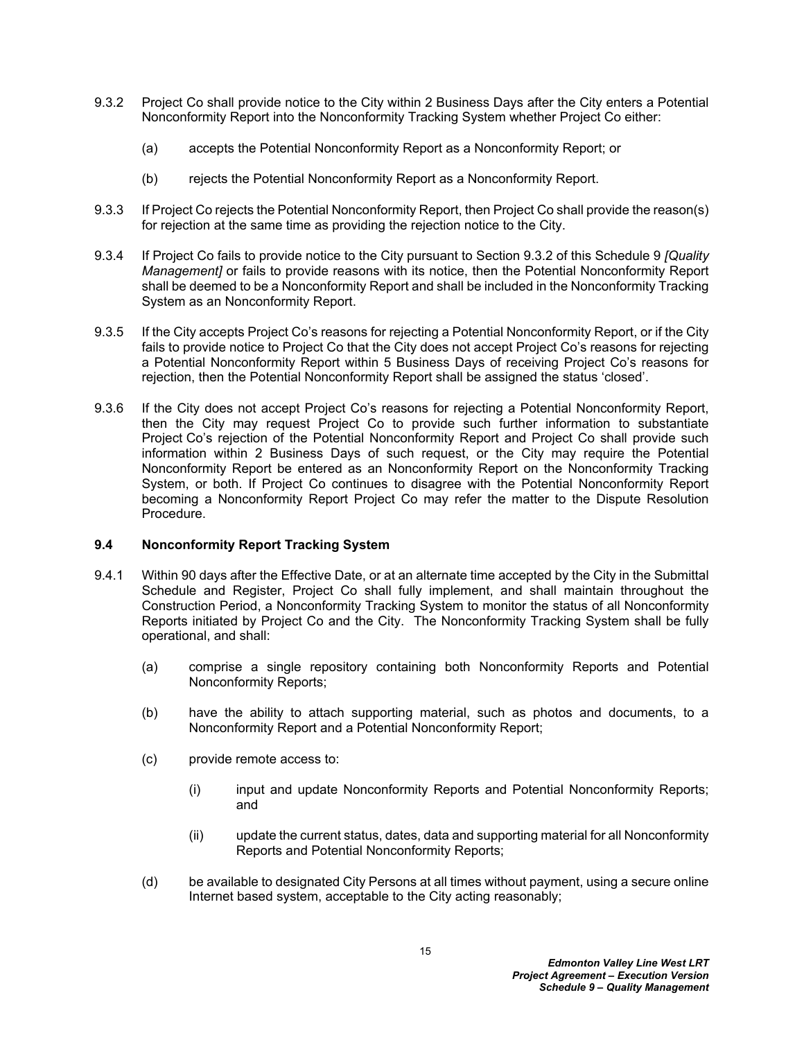9.3.2 Project Co shall provide notice to the City within 2 Business Days after the City enters a Potential Nonconformity Report into the Nonconformity Tracking System whether Project Co either:

(a) accepts the Potential Nonconformity Report as a Nonconformity Report; or

(b) rejects the Potential Nonconformity Report as a Nonconformity Report.

9.3.3 If Project Co rejects the Potential Nonconformity Report, then Project Co shall provide the reason(s) for rejection at the same time as providing the rejection notice to the City.

9.3.4 If Project Co fails to provide notice to the City pursuant to Section 9.3.2 of this Schedule 9 *[Quality Management]* or fails to provide reasons with its notice, then the Potential Nonconformity Report shall be deemed to be a Nonconformity Report and shall be included in the Nonconformity Tracking System as an Nonconformity Report.

9.3.5 If the City accepts Project Co's reasons for rejecting a Potential Nonconformity Report, or if the City fails to provide notice to Project Co that the City does not accept Project Co's reasons for rejecting a Potential Nonconformity Report within 5 Business Days of receiving Project Co's reasons for rejection, then the Potential Nonconformity Report shall be assigned the status 'closed'.

9.3.6 If the City does not accept Project Co's reasons for rejecting a Potential Nonconformity Report, then the City may request Project Co to provide such further information to substantiate Project Co's rejection of the Potential Nonconformity Report and Project Co shall provide such information within 2 Business Days of such request, or the City may require the Potential Nonconformity Report be entered as an Nonconformity Report on the Nonconformity Tracking System, or both. If Project Co continues to disagree with the Potential Nonconformity Report becoming a Nonconformity Report Project Co may refer the matter to the Dispute Resolution Procedure.

### 9.4 Nonconformity Report Tracking System

9.4.1 Within 90 days after the Effective Date, or at an alternate time accepted by the City in the Submittal Schedule and Register, Project Co shall fully implement, and shall maintain throughout the Construction Period, a Nonconformity Tracking System to monitor the status of all Nonconformity Reports initiated by Project Co and the City. The Nonconformity Tracking System shall be fully operational, and shall:

(a) comprise a single repository containing both Nonconformity Reports and Potential Nonconformity Reports;

(b) have the ability to attach supporting material, such as photos and documents, to a Nonconformity Report and a Potential Nonconformity Report;

(c) provide remote access to:

(i) input and update Nonconformity Reports and Potential Nonconformity Reports; and

(ii) update the current status, dates, data and supporting material for all Nonconformity Reports and Potential Nonconformity Reports;

(d) be available to designated City Persons at all times without payment, using a secure online Internet based system, acceptable to the City acting reasonably;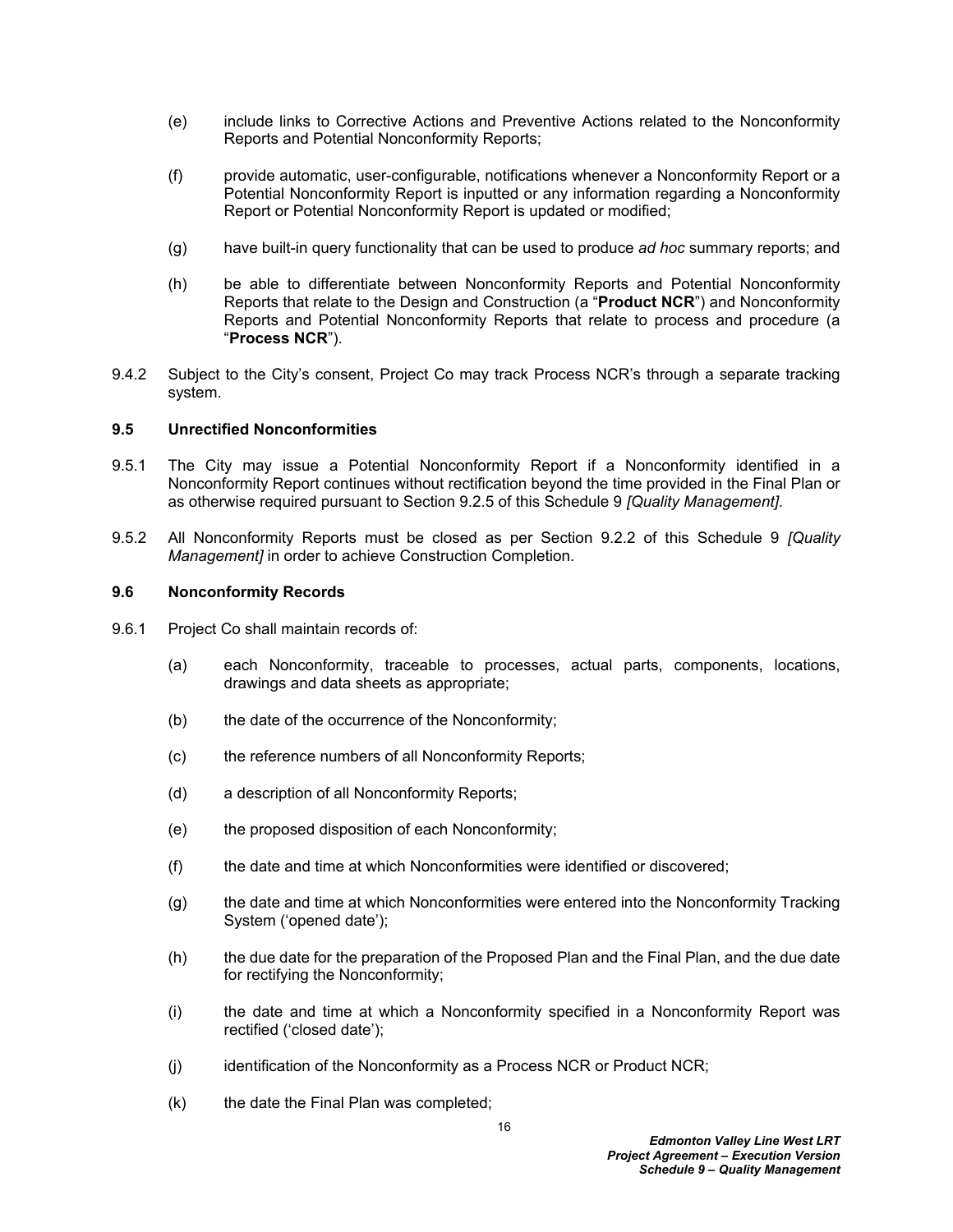(e) include links to Corrective Actions and Preventive Actions related to the Nonconformity Reports and Potential Nonconformity Reports;

(f) provide automatic, user-configurable, notifications whenever a Nonconformity Report or a Potential Nonconformity Report is inputted or any information regarding a Nonconformity Report or Potential Nonconformity Report is updated or modified;

(g) have built-in query functionality that can be used to produce *ad hoc* summary reports; and

(h) be able to differentiate between Nonconformity Reports and Potential Nonconformity Reports that relate to the Design and Construction (a "**Product NCR**") and Nonconformity Reports and Potential Nonconformity Reports that relate to process and procedure (a "**Process NCR**").

9.4.2 Subject to the City's consent, Project Co may track Process NCR's through a separate tracking system.

### 9.5 Unrectified Nonconformities

9.5.1 The City may issue a Potential Nonconformity Report if a Nonconformity identified in a Nonconformity Report continues without rectification beyond the time provided in the Final Plan or as otherwise required pursuant to Section 9.2.5 of this Schedule 9 *[Quality Management]*.

9.5.2 All Nonconformity Reports must be closed as per Section 9.2.2 of this Schedule 9 *[Quality Management]* in order to achieve Construction Completion.

### 9.6 Nonconformity Records

9.6.1 Project Co shall maintain records of:

(a) each Nonconformity, traceable to processes, actual parts, components, locations, drawings and data sheets as appropriate;

(b) the date of the occurrence of the Nonconformity;

(c) the reference numbers of all Nonconformity Reports;

(d) a description of all Nonconformity Reports;

(e) the proposed disposition of each Nonconformity;

(f) the date and time at which Nonconformities were identified or discovered;

(g) the date and time at which Nonconformities were entered into the Nonconformity Tracking System ('opened date');

(h) the due date for the preparation of the Proposed Plan and the Final Plan, and the due date for rectifying the Nonconformity;

(i) the date and time at which a Nonconformity specified in a Nonconformity Report was rectified ('closed date');

(j) identification of the Nonconformity as a Process NCR or Product NCR;

(k) the date the Final Plan was completed;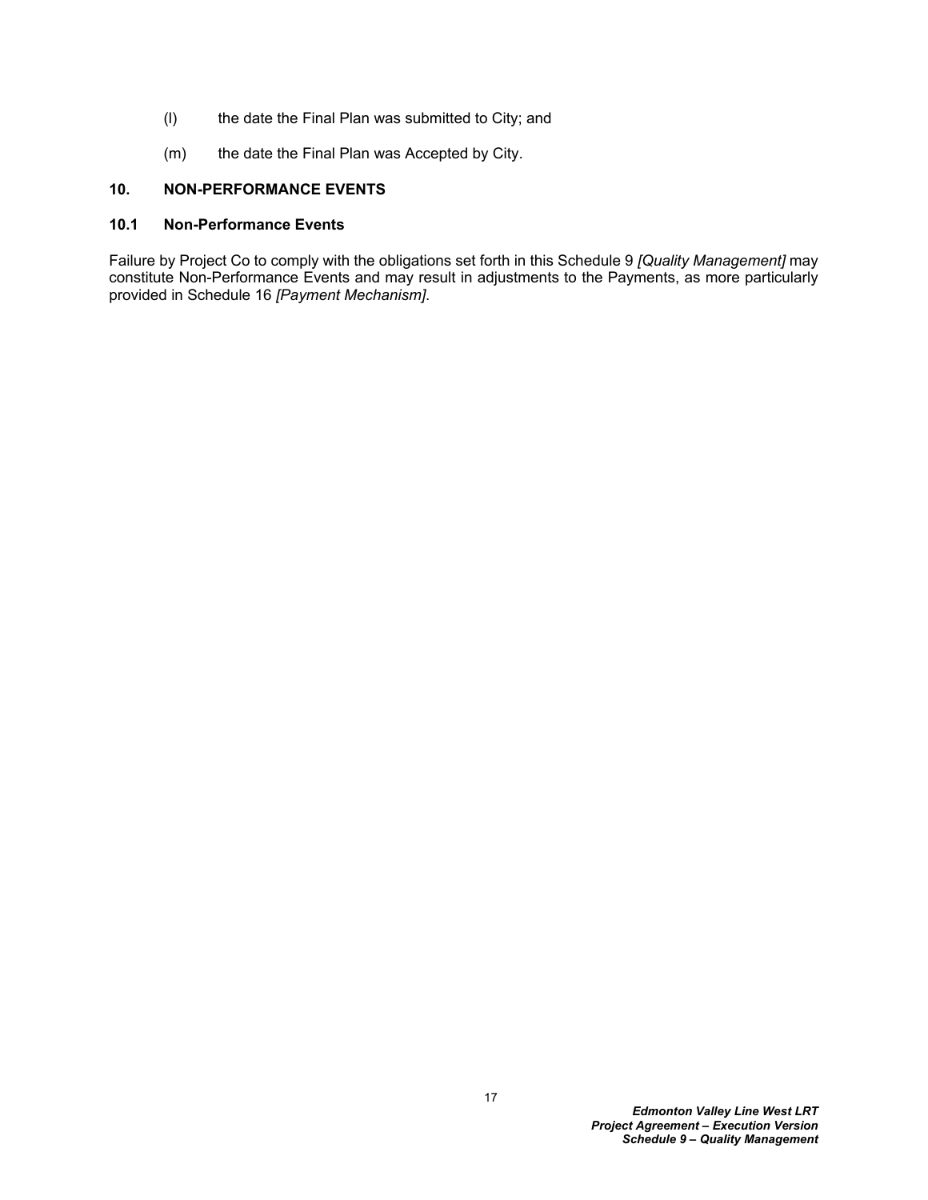(l) the date the Final Plan was submitted to City; and

(m) the date the Final Plan was Accepted by City.

## 10. NON-PERFORMANCE EVENTS

### 10.1 Non-Performance Events

Failure by Project Co to comply with the obligations set forth in this Schedule 9 *[Quality Management]* may constitute Non-Performance Events and may result in adjustments to the Payments, as more particularly provided in Schedule 16 *[Payment Mechanism]*.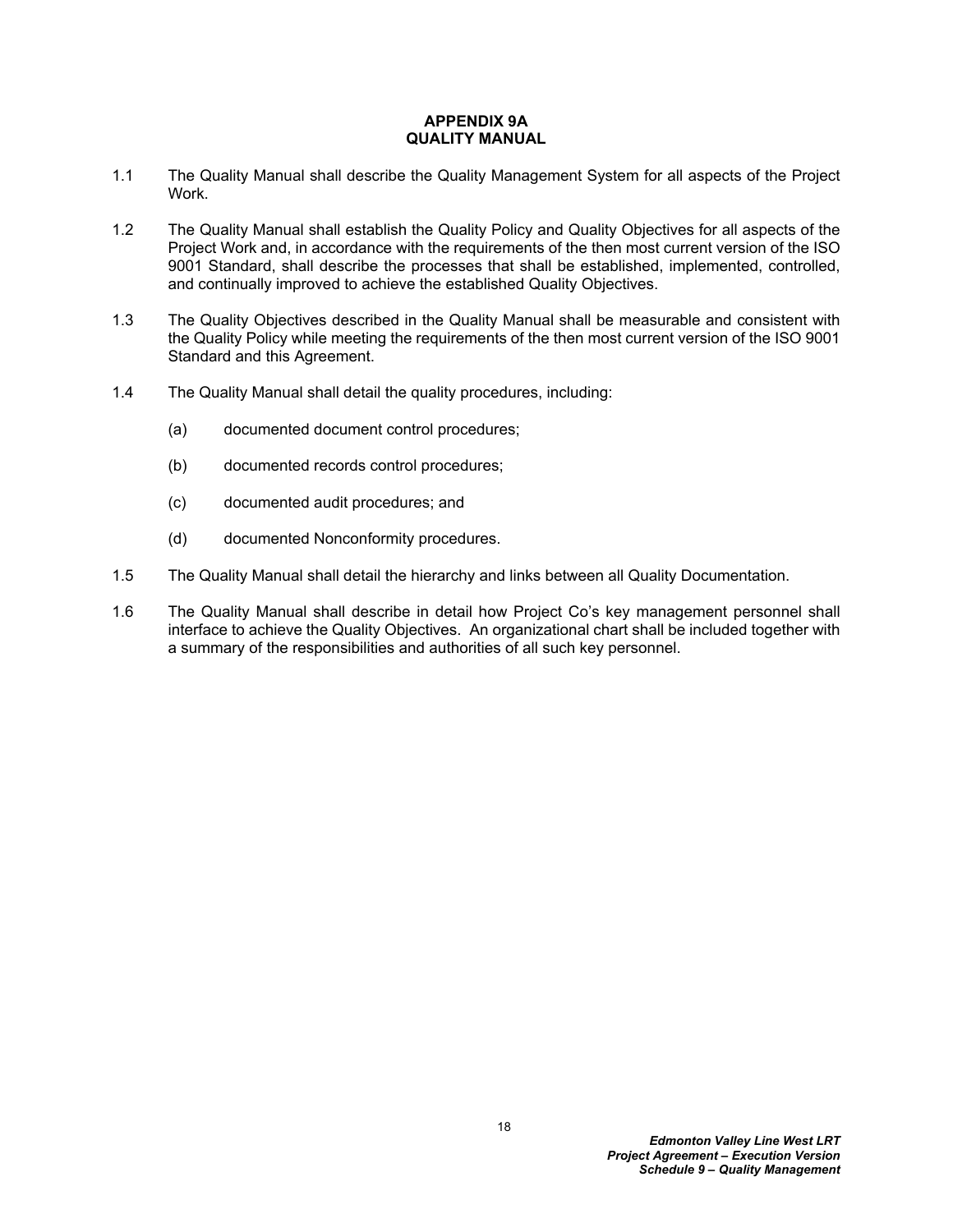# APPENDIX 9A
# QUALITY MANUAL

1.1 The Quality Manual shall describe the Quality Management System for all aspects of the Project Work.

1.2 The Quality Manual shall establish the Quality Policy and Quality Objectives for all aspects of the Project Work and, in accordance with the requirements of the then most current version of the ISO 9001 Standard, shall describe the processes that shall be established, implemented, controlled, and continually improved to achieve the established Quality Objectives.

1.3 The Quality Objectives described in the Quality Manual shall be measurable and consistent with the Quality Policy while meeting the requirements of the then most current version of the ISO 9001 Standard and this Agreement.

1.4 The Quality Manual shall detail the quality procedures, including:

(a) documented document control procedures;

(b) documented records control procedures;

(c) documented audit procedures; and

(d) documented Nonconformity procedures.

1.5 The Quality Manual shall detail the hierarchy and links between all Quality Documentation.

1.6 The Quality Manual shall describe in detail how Project Co's key management personnel shall interface to achieve the Quality Objectives. An organizational chart shall be included together with a summary of the responsibilities and authorities of all such key personnel.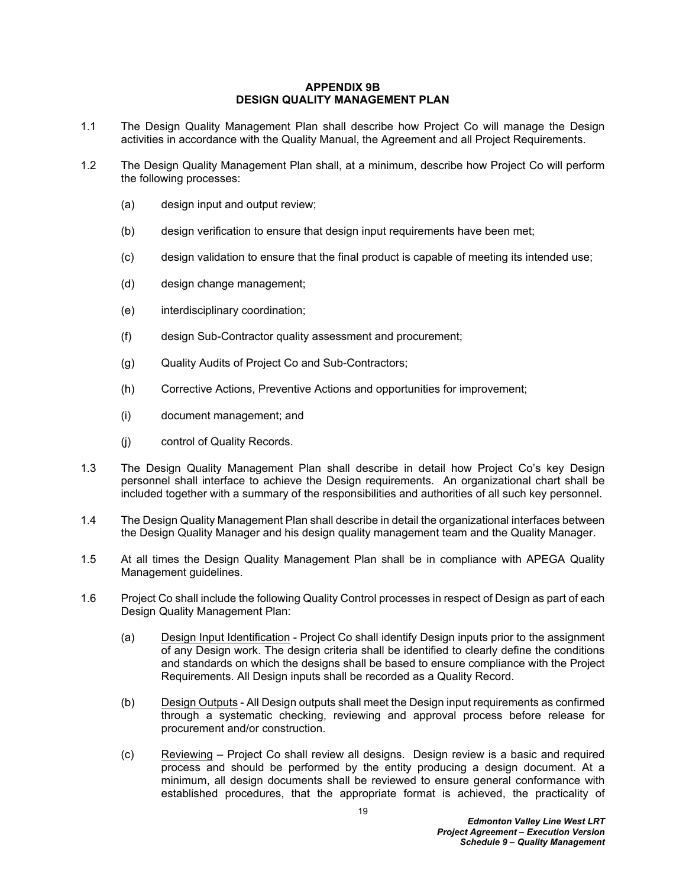## APPENDIX 9B
## DESIGN QUALITY MANAGEMENT PLAN

1.1 The Design Quality Management Plan shall describe how Project Co will manage the Design activities in accordance with the Quality Manual, the Agreement and all Project Requirements.

1.2 The Design Quality Management Plan shall, at a minimum, describe how Project Co will perform the following processes:

(a) design input and output review;

(b) design verification to ensure that design input requirements have been met;

(c) design validation to ensure that the final product is capable of meeting its intended use;

(d) design change management;

(e) interdisciplinary coordination;

(f) design Sub-Contractor quality assessment and procurement;

(g) Quality Audits of Project Co and Sub-Contractors;

(h) Corrective Actions, Preventive Actions and opportunities for improvement;

(i) document management; and

(j) control of Quality Records.

1.3 The Design Quality Management Plan shall describe in detail how Project Co's key Design personnel shall interface to achieve the Design requirements. An organizational chart shall be included together with a summary of the responsibilities and authorities of all such key personnel.

1.4 The Design Quality Management Plan shall describe in detail the organizational interfaces between the Design Quality Manager and his design quality management team and the Quality Manager.

1.5 At all times the Design Quality Management Plan shall be in compliance with APEGA Quality Management guidelines.

1.6 Project Co shall include the following Quality Control processes in respect of Design as part of each Design Quality Management Plan:

(a) Design Input Identification - Project Co shall identify Design inputs prior to the assignment of any Design work. The design criteria shall be identified to clearly define the conditions and standards on which the designs shall be based to ensure compliance with the Project Requirements. All Design inputs shall be recorded as a Quality Record.

(b) Design Outputs - All Design outputs shall meet the Design input requirements as confirmed through a systematic checking, reviewing and approval process before release for procurement and/or construction.

(c) Reviewing – Project Co shall review all designs. Design review is a basic and required process and should be performed by the entity producing a design document. At a minimum, all design documents shall be reviewed to ensure general conformance with established procedures, that the appropriate format is achieved, the practicality of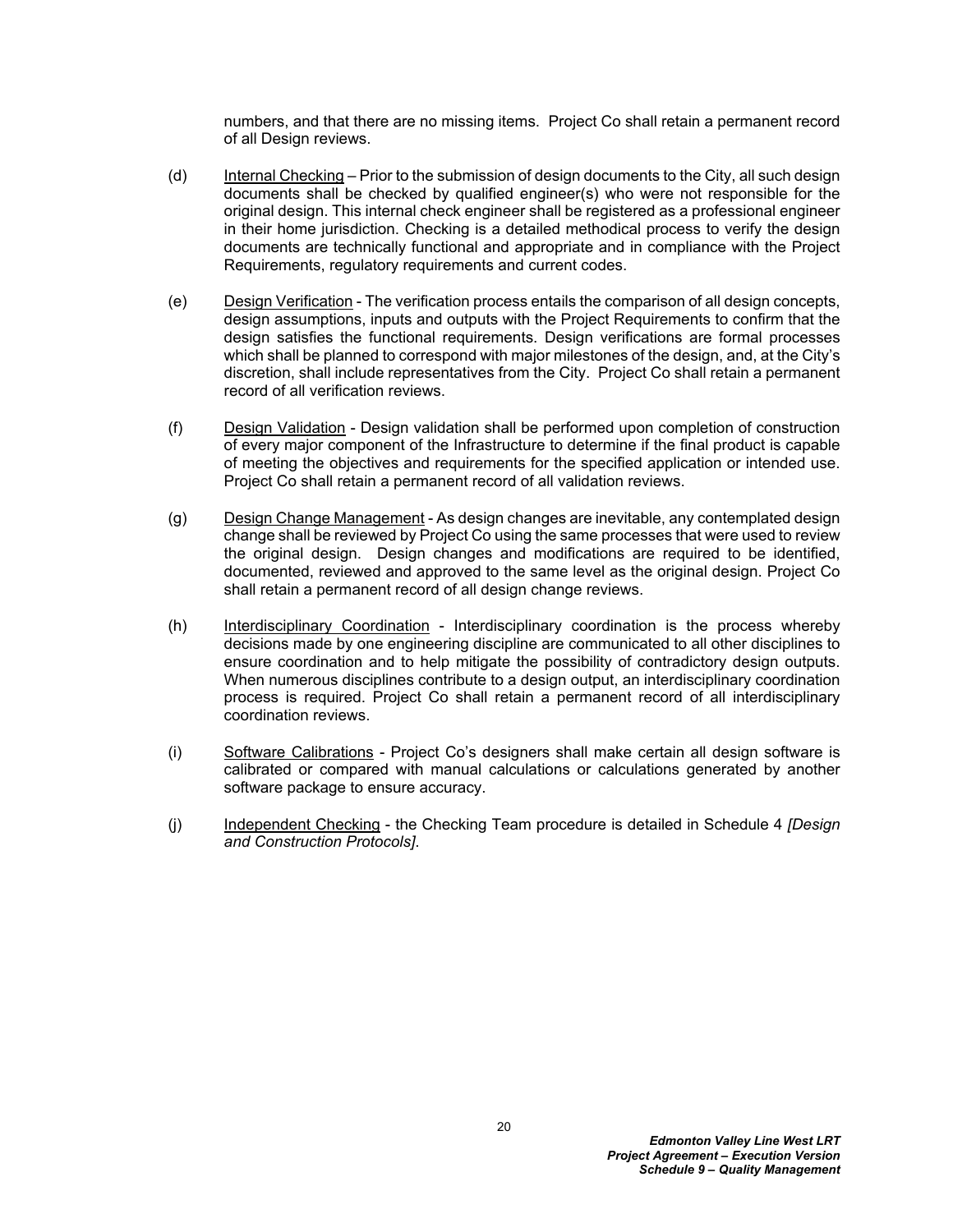numbers, and that there are no missing items. Project Co shall retain a permanent record of all Design reviews.

(d) Internal Checking – Prior to the submission of design documents to the City, all such design documents shall be checked by qualified engineer(s) who were not responsible for the original design. This internal check engineer shall be registered as a professional engineer in their home jurisdiction. Checking is a detailed methodical process to verify the design documents are technically functional and appropriate and in compliance with the Project Requirements, regulatory requirements and current codes.

(e) Design Verification - The verification process entails the comparison of all design concepts, design assumptions, inputs and outputs with the Project Requirements to confirm that the design satisfies the functional requirements. Design verifications are formal processes which shall be planned to correspond with major milestones of the design, and, at the City's discretion, shall include representatives from the City. Project Co shall retain a permanent record of all verification reviews.

(f) Design Validation - Design validation shall be performed upon completion of construction of every major component of the Infrastructure to determine if the final product is capable of meeting the objectives and requirements for the specified application or intended use. Project Co shall retain a permanent record of all validation reviews.

(g) Design Change Management - As design changes are inevitable, any contemplated design change shall be reviewed by Project Co using the same processes that were used to review the original design. Design changes and modifications are required to be identified, documented, reviewed and approved to the same level as the original design. Project Co shall retain a permanent record of all design change reviews.

(h) Interdisciplinary Coordination - Interdisciplinary coordination is the process whereby decisions made by one engineering discipline are communicated to all other disciplines to ensure coordination and to help mitigate the possibility of contradictory design outputs. When numerous disciplines contribute to a design output, an interdisciplinary coordination process is required. Project Co shall retain a permanent record of all interdisciplinary coordination reviews.

(i) Software Calibrations - Project Co's designers shall make certain all design software is calibrated or compared with manual calculations or calculations generated by another software package to ensure accuracy.

(j) Independent Checking - the Checking Team procedure is detailed in Schedule 4 *[Design and Construction Protocols]*.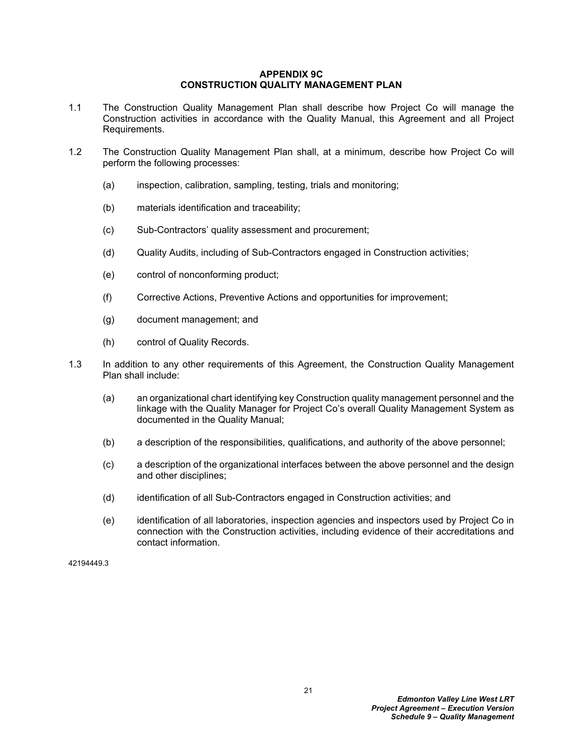## APPENDIX 9C
## CONSTRUCTION QUALITY MANAGEMENT PLAN

1.1 The Construction Quality Management Plan shall describe how Project Co will manage the Construction activities in accordance with the Quality Manual, this Agreement and all Project Requirements.

1.2 The Construction Quality Management Plan shall, at a minimum, describe how Project Co will perform the following processes:

- (a) inspection, calibration, sampling, testing, trials and monitoring;
- (b) materials identification and traceability;
- (c) Sub-Contractors' quality assessment and procurement;
- (d) Quality Audits, including of Sub-Contractors engaged in Construction activities;
- (e) control of nonconforming product;
- (f) Corrective Actions, Preventive Actions and opportunities for improvement;
- (g) document management; and
- (h) control of Quality Records.

1.3 In addition to any other requirements of this Agreement, the Construction Quality Management Plan shall include:

- (a) an organizational chart identifying key Construction quality management personnel and the linkage with the Quality Manager for Project Co's overall Quality Management System as documented in the Quality Manual;
- (b) a description of the responsibilities, qualifications, and authority of the above personnel;
- (c) a description of the organizational interfaces between the above personnel and the design and other disciplines;
- (d) identification of all Sub-Contractors engaged in Construction activities; and
- (e) identification of all laboratories, inspection agencies and inspectors used by Project Co in connection with the Construction activities, including evidence of their accreditations and contact information.

42194449.3